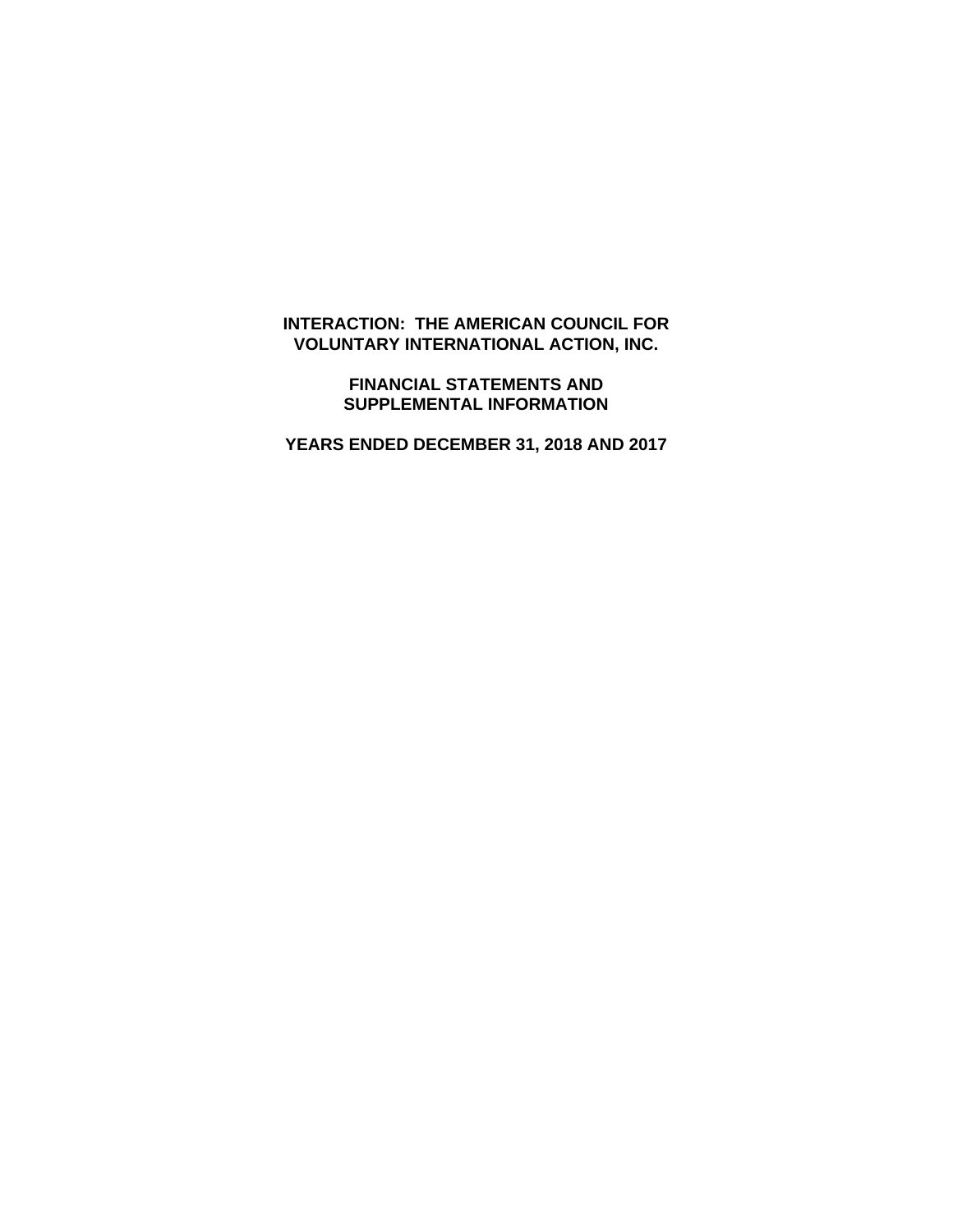# INTERACTION: THE AMERICAN COUNCIL FOR VOLUNTARY INTERNATIONAL ACTION, INC.

## FINANCIAL STATEMENTS AND SUPPLEMENTAL INFORMATION

## YEARS ENDED DECEMBER 31, 2018 AND 2017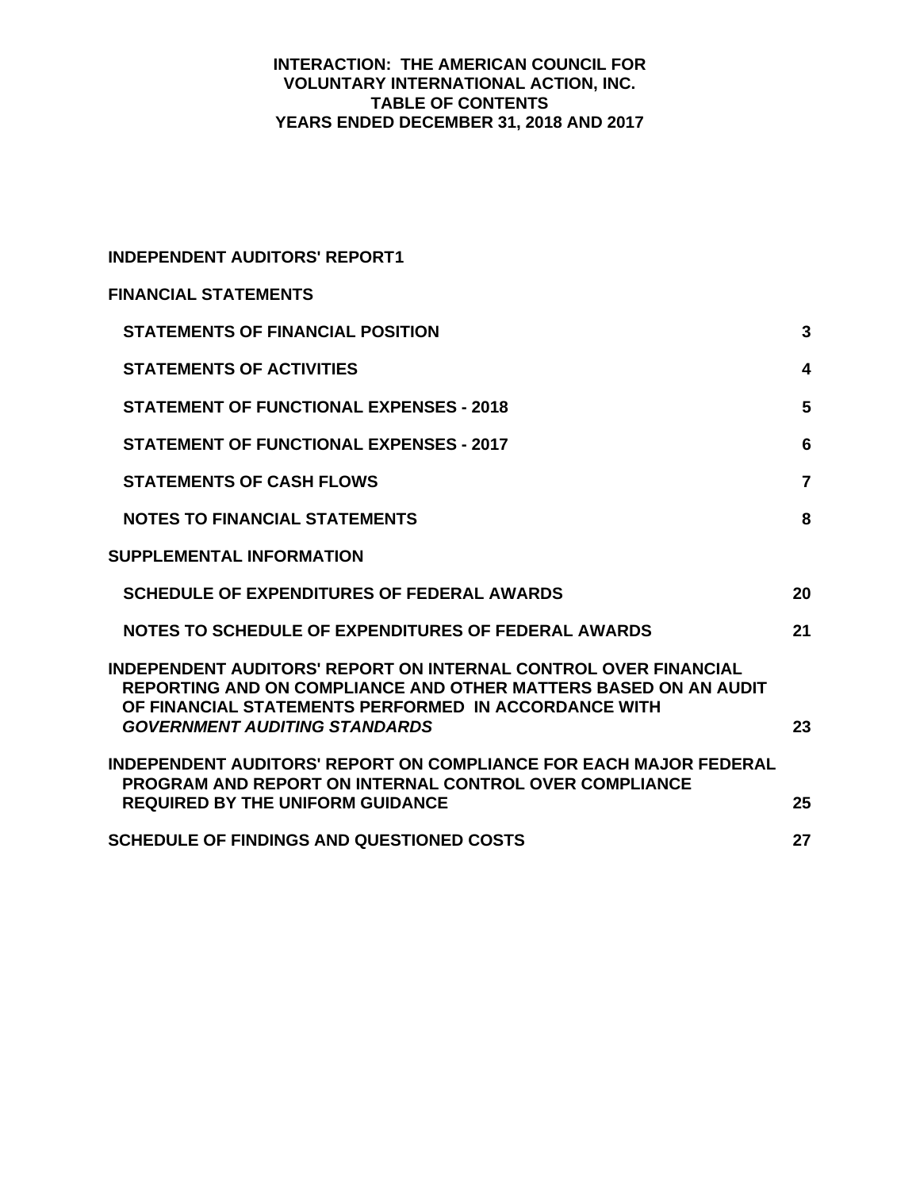# INTERACTION: THE AMERICAN COUNCIL FOR VOLUNTARY INTERNATIONAL ACTION, INC.
## TABLE OF CONTENTS
## YEARS ENDED DECEMBER 31, 2018 AND 2017

| | |
|---|---|
| **INDEPENDENT AUDITORS' REPORT** | **1** |
| **FINANCIAL STATEMENTS** | |
| **STATEMENTS OF FINANCIAL POSITION** | **3** |
| **STATEMENTS OF ACTIVITIES** | **4** |
| **STATEMENT OF FUNCTIONAL EXPENSES - 2018** | **5** |
| **STATEMENT OF FUNCTIONAL EXPENSES - 2017** | **6** |
| **STATEMENTS OF CASH FLOWS** | **7** |
| **NOTES TO FINANCIAL STATEMENTS** | **8** |
| **SUPPLEMENTAL INFORMATION** | |
| **SCHEDULE OF EXPENDITURES OF FEDERAL AWARDS** | **20** |
| **NOTES TO SCHEDULE OF EXPENDITURES OF FEDERAL AWARDS** | **21** |
| **INDEPENDENT AUDITORS' REPORT ON INTERNAL CONTROL OVER FINANCIAL REPORTING AND ON COMPLIANCE AND OTHER MATTERS BASED ON AN AUDIT OF FINANCIAL STATEMENTS PERFORMED IN ACCORDANCE WITH *GOVERNMENT AUDITING STANDARDS*** | **23** |
| **INDEPENDENT AUDITORS' REPORT ON COMPLIANCE FOR EACH MAJOR FEDERAL PROGRAM AND REPORT ON INTERNAL CONTROL OVER COMPLIANCE REQUIRED BY THE UNIFORM GUIDANCE** | **25** |
| **SCHEDULE OF FINDINGS AND QUESTIONED COSTS** | **27** |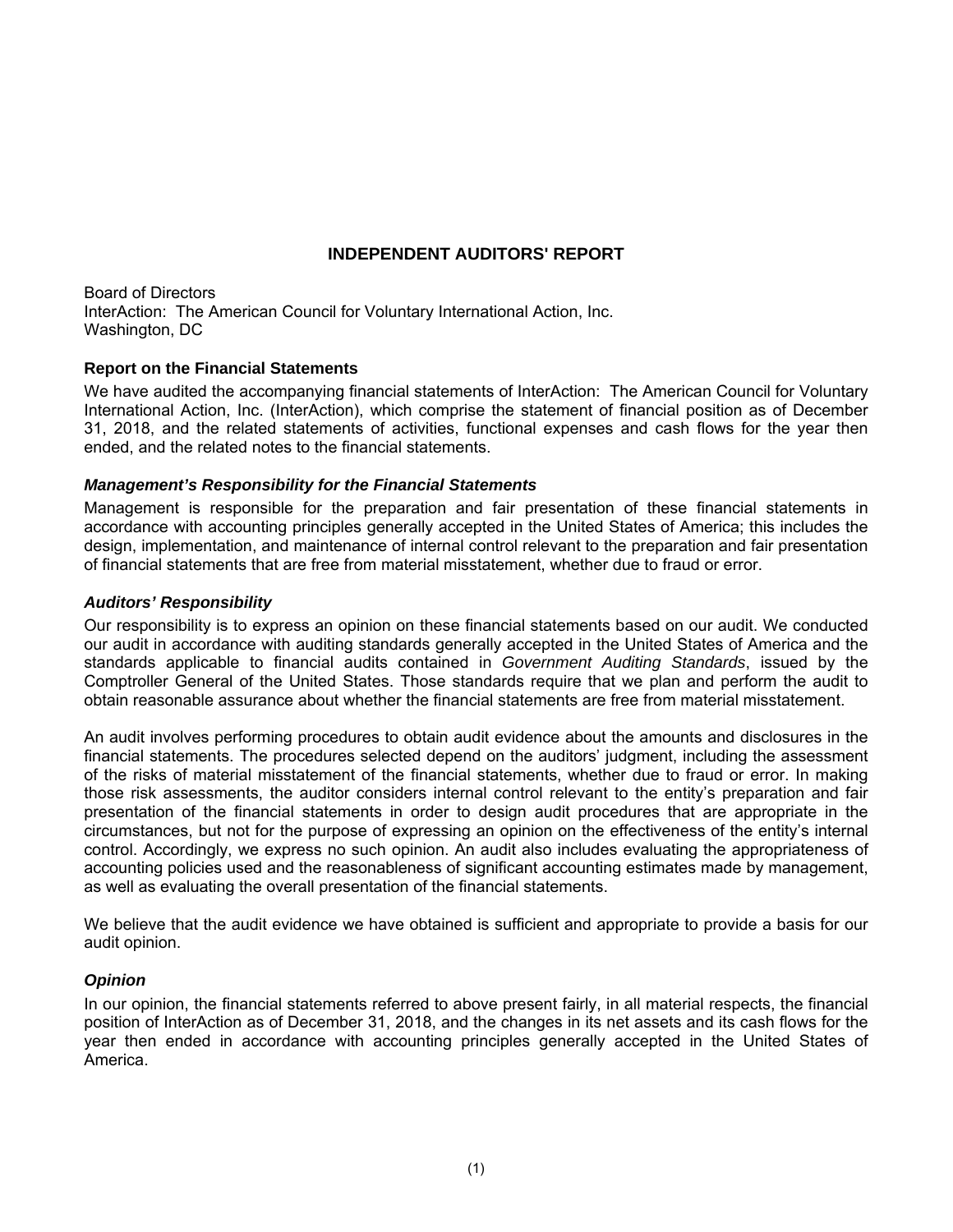# INDEPENDENT AUDITORS' REPORT

Board of Directors
InterAction: The American Council for Voluntary International Action, Inc.
Washington, DC

### Report on the Financial Statements

We have audited the accompanying financial statements of InterAction: The American Council for Voluntary International Action, Inc. (InterAction), which comprise the statement of financial position as of December 31, 2018, and the related statements of activities, functional expenses and cash flows for the year then ended, and the related notes to the financial statements.

### *Management's Responsibility for the Financial Statements*

Management is responsible for the preparation and fair presentation of these financial statements in accordance with accounting principles generally accepted in the United States of America; this includes the design, implementation, and maintenance of internal control relevant to the preparation and fair presentation of financial statements that are free from material misstatement, whether due to fraud or error.

### *Auditors' Responsibility*

Our responsibility is to express an opinion on these financial statements based on our audit. We conducted our audit in accordance with auditing standards generally accepted in the United States of America and the standards applicable to financial audits contained in *Government Auditing Standards*, issued by the Comptroller General of the United States. Those standards require that we plan and perform the audit to obtain reasonable assurance about whether the financial statements are free from material misstatement.

An audit involves performing procedures to obtain audit evidence about the amounts and disclosures in the financial statements. The procedures selected depend on the auditors' judgment, including the assessment of the risks of material misstatement of the financial statements, whether due to fraud or error. In making those risk assessments, the auditor considers internal control relevant to the entity's preparation and fair presentation of the financial statements in order to design audit procedures that are appropriate in the circumstances, but not for the purpose of expressing an opinion on the effectiveness of the entity's internal control. Accordingly, we express no such opinion. An audit also includes evaluating the appropriateness of accounting policies used and the reasonableness of significant accounting estimates made by management, as well as evaluating the overall presentation of the financial statements.

We believe that the audit evidence we have obtained is sufficient and appropriate to provide a basis for our audit opinion.

### *Opinion*

In our opinion, the financial statements referred to above present fairly, in all material respects, the financial position of InterAction as of December 31, 2018, and the changes in its net assets and its cash flows for the year then ended in accordance with accounting principles generally accepted in the United States of America.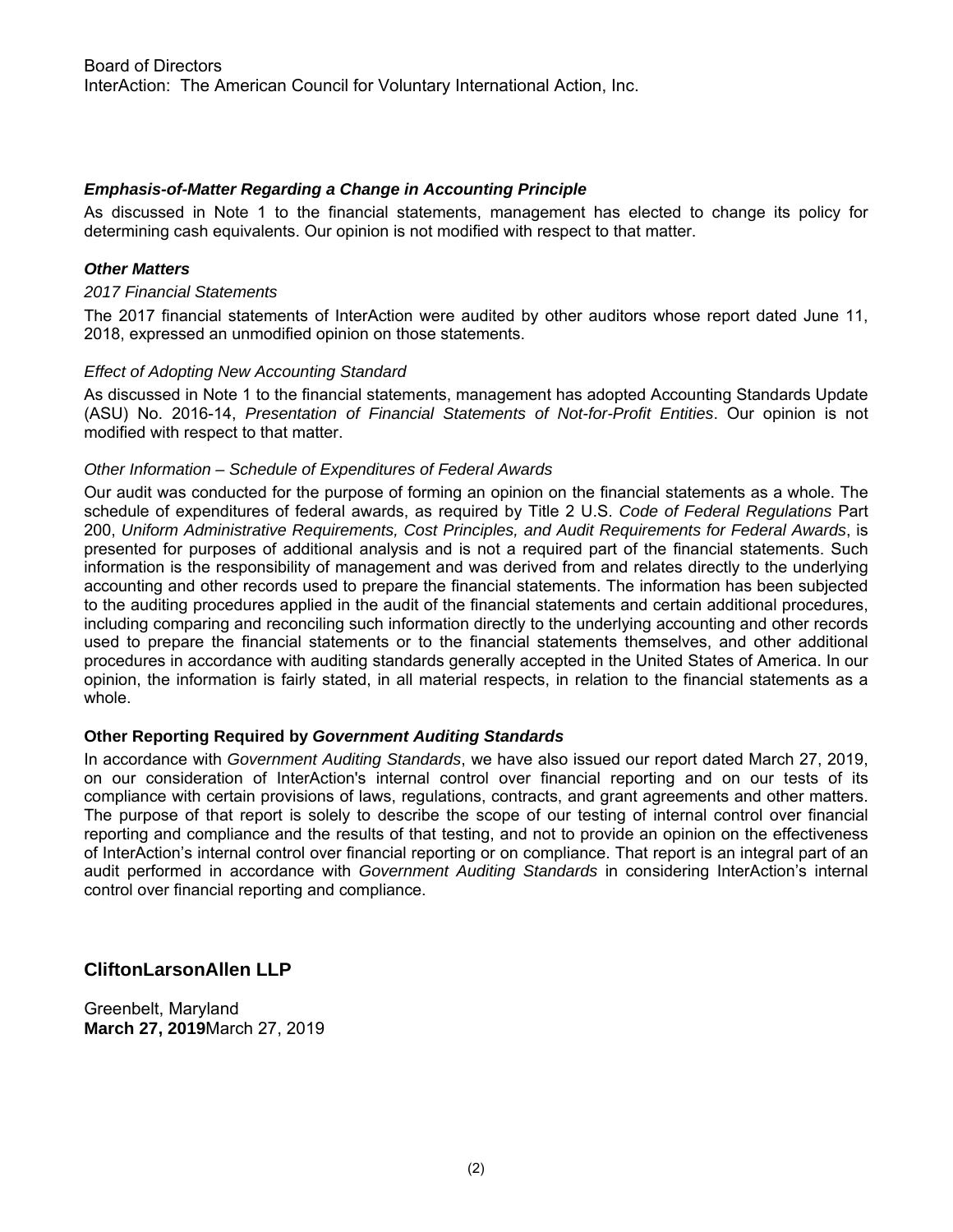Board of Directors
InterAction: The American Council for Voluntary International Action, Inc.

***Emphasis-of-Matter Regarding a Change in Accounting Principle***

As discussed in Note 1 to the financial statements, management has elected to change its policy for determining cash equivalents. Our opinion is not modified with respect to that matter.

***Other Matters***

*2017 Financial Statements*

The 2017 financial statements of InterAction were audited by other auditors whose report dated June 11, 2018, expressed an unmodified opinion on those statements.

*Effect of Adopting New Accounting Standard*

As discussed in Note 1 to the financial statements, management has adopted Accounting Standards Update (ASU) No. 2016-14, *Presentation of Financial Statements of Not-for-Profit Entities*. Our opinion is not modified with respect to that matter.

*Other Information – Schedule of Expenditures of Federal Awards*

Our audit was conducted for the purpose of forming an opinion on the financial statements as a whole. The schedule of expenditures of federal awards, as required by Title 2 U.S. *Code of Federal Regulations* Part 200, *Uniform Administrative Requirements, Cost Principles, and Audit Requirements for Federal Awards*, is presented for purposes of additional analysis and is not a required part of the financial statements. Such information is the responsibility of management and was derived from and relates directly to the underlying accounting and other records used to prepare the financial statements. The information has been subjected to the auditing procedures applied in the audit of the financial statements and certain additional procedures, including comparing and reconciling such information directly to the underlying accounting and other records used to prepare the financial statements or to the financial statements themselves, and other additional procedures in accordance with auditing standards generally accepted in the United States of America. In our opinion, the information is fairly stated, in all material respects, in relation to the financial statements as a whole.

**Other Reporting Required by *Government Auditing Standards***

In accordance with *Government Auditing Standards*, we have also issued our report dated March 27, 2019, on our consideration of InterAction's internal control over financial reporting and on our tests of its compliance with certain provisions of laws, regulations, contracts, and grant agreements and other matters. The purpose of that report is solely to describe the scope of our testing of internal control over financial reporting and compliance and the results of that testing, and not to provide an opinion on the effectiveness of InterAction's internal control over financial reporting or on compliance. That report is an integral part of an audit performed in accordance with *Government Auditing Standards* in considering InterAction's internal control over financial reporting and compliance.

**CliftonLarsonAllen LLP**

Greenbelt, Maryland
**March 27, 2019**March 27, 2019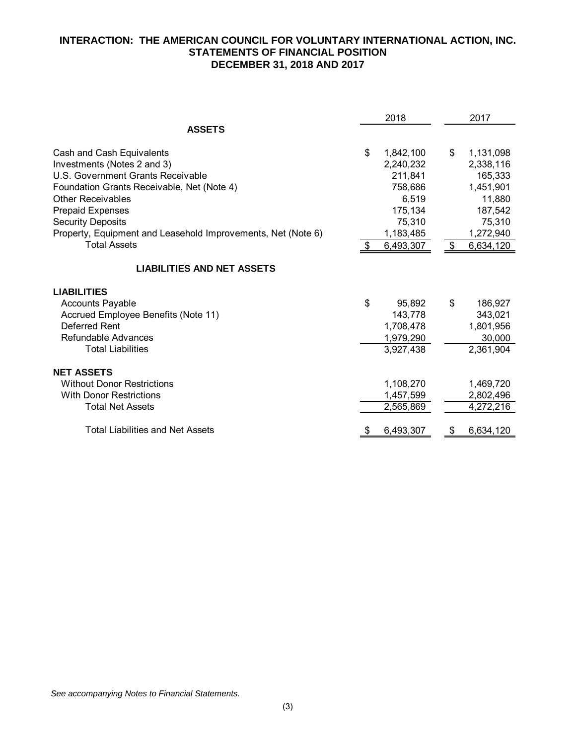**INTERACTION: THE AMERICAN COUNCIL FOR VOLUNTARY INTERNATIONAL ACTION, INC.**
**STATEMENTS OF FINANCIAL POSITION**
**DECEMBER 31, 2018 AND 2017**

| | 2018 | 2017 |
|---|---|---|
| **ASSETS** | | |
| Cash and Cash Equivalents | $ 1,842,100 | $ 1,131,098 |
| Investments (Notes 2 and 3) | 2,240,232 | 2,338,116 |
| U.S. Government Grants Receivable | 211,841 | 165,333 |
| Foundation Grants Receivable, Net (Note 4) | 758,686 | 1,451,901 |
| Other Receivables | 6,519 | 11,880 |
| Prepaid Expenses | 175,134 | 187,542 |
| Security Deposits | 75,310 | 75,310 |
| Property, Equipment and Leasehold Improvements, Net (Note 6) | 1,183,485 | 1,272,940 |
| Total Assets | $ 6,493,307 | $ 6,634,120 |
| **LIABILITIES AND NET ASSETS** | | |
| **LIABILITIES** | | |
| Accounts Payable | $ 95,892 | $ 186,927 |
| Accrued Employee Benefits (Note 11) | 143,778 | 343,021 |
| Deferred Rent | 1,708,478 | 1,801,956 |
| Refundable Advances | 1,979,290 | 30,000 |
| Total Liabilities | 3,927,438 | 2,361,904 |
| **NET ASSETS** | | |
| Without Donor Restrictions | 1,108,270 | 1,469,720 |
| With Donor Restrictions | 1,457,599 | 2,802,496 |
| Total Net Assets | 2,565,869 | 4,272,216 |
| Total Liabilities and Net Assets | $ 6,493,307 | $ 6,634,120 |

*See accompanying Notes to Financial Statements.*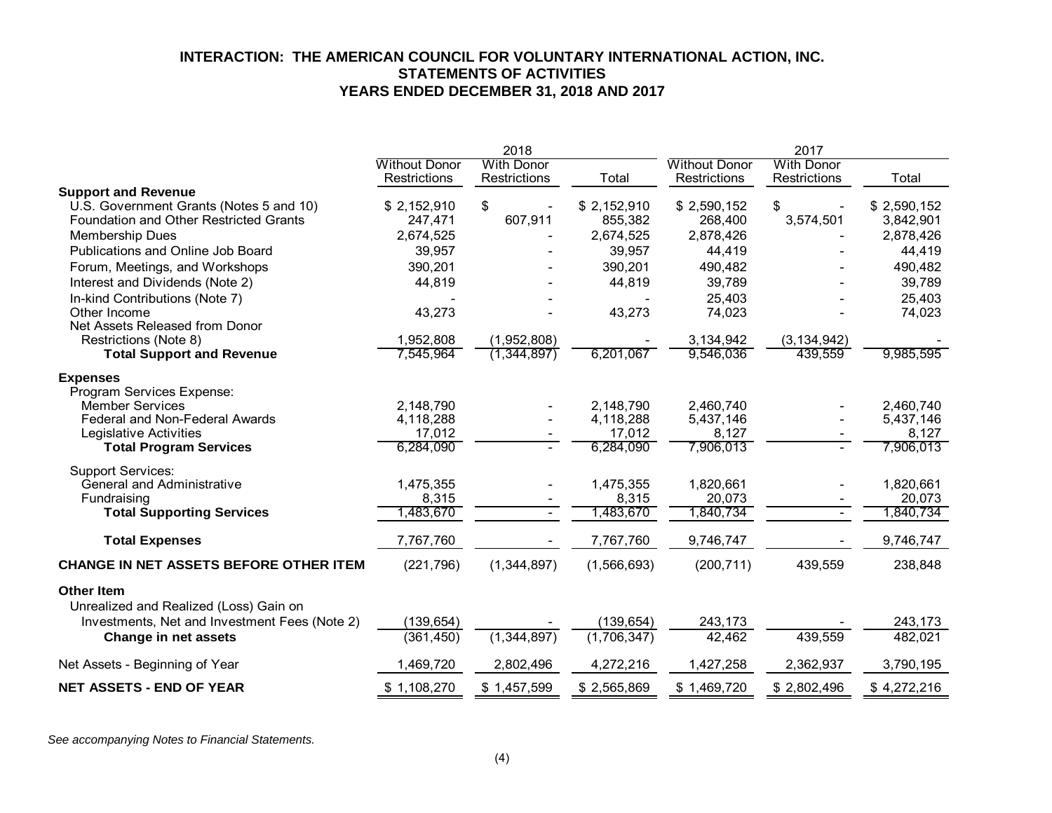# INTERACTION: THE AMERICAN COUNCIL FOR VOLUNTARY INTERNATIONAL ACTION, INC.
## STATEMENTS OF ACTIVITIES
## YEARS ENDED DECEMBER 31, 2018 AND 2017

| | 2018 | | | 2017 | | |
|---|---|---|---|---|---|---|
| | Without Donor Restrictions | With Donor Restrictions | Total | Without Donor Restrictions | With Donor Restrictions | Total |
| **Support and Revenue** | | | | | | |
| U.S. Government Grants (Notes 5 and 10) | $ 2,152,910 | $ - | $ 2,152,910 | $ 2,590,152 | $ - | $ 2,590,152 |
| Foundation and Other Restricted Grants | 247,471 | 607,911 | 855,382 | 268,400 | 3,574,501 | 3,842,901 |
| Membership Dues | 2,674,525 | - | 2,674,525 | 2,878,426 | - | 2,878,426 |
| Publications and Online Job Board | 39,957 | - | 39,957 | 44,419 | - | 44,419 |
| Forum, Meetings, and Workshops | 390,201 | - | 390,201 | 490,482 | - | 490,482 |
| Interest and Dividends (Note 2) | 44,819 | - | 44,819 | 39,789 | - | 39,789 |
| In-kind Contributions (Note 7) | - | - | - | 25,403 | - | 25,403 |
| Other Income | 43,273 | - | 43,273 | 74,023 | - | 74,023 |
| Net Assets Released from Donor Restrictions (Note 8) | 1,952,808 | (1,952,808) | - | 3,134,942 | (3,134,942) | - |
| **Total Support and Revenue** | 7,545,964 | (1,344,897) | 6,201,067 | 9,546,036 | 439,559 | 9,985,595 |
| **Expenses** | | | | | | |
| Program Services Expense: | | | | | | |
| Member Services | 2,148,790 | - | 2,148,790 | 2,460,740 | - | 2,460,740 |
| Federal and Non-Federal Awards | 4,118,288 | - | 4,118,288 | 5,437,146 | - | 5,437,146 |
| Legislative Activities | 17,012 | - | 17,012 | 8,127 | - | 8,127 |
| **Total Program Services** | 6,284,090 | - | 6,284,090 | 7,906,013 | - | 7,906,013 |
| Support Services: | | | | | | |
| General and Administrative | 1,475,355 | - | 1,475,355 | 1,820,661 | - | 1,820,661 |
| Fundraising | 8,315 | - | 8,315 | 20,073 | - | 20,073 |
| **Total Supporting Services** | 1,483,670 | - | 1,483,670 | 1,840,734 | - | 1,840,734 |
| **Total Expenses** | 7,767,760 | - | 7,767,760 | 9,746,747 | - | 9,746,747 |
| **CHANGE IN NET ASSETS BEFORE OTHER ITEM** | (221,796) | (1,344,897) | (1,566,693) | (200,711) | 439,559 | 238,848 |
| **Other Item** | | | | | | |
| Unrealized and Realized (Loss) Gain on Investments, Net and Investment Fees (Note 2) | (139,654) | - | (139,654) | 243,173 | - | 243,173 |
| **Change in net assets** | (361,450) | (1,344,897) | (1,706,347) | 42,462 | 439,559 | 482,021 |
| Net Assets - Beginning of Year | 1,469,720 | 2,802,496 | 4,272,216 | 1,427,258 | 2,362,937 | 3,790,195 |
| **NET ASSETS - END OF YEAR** | $ 1,108,270 | $ 1,457,599 | $ 2,565,869 | $ 1,469,720 | $ 2,802,496 | $ 4,272,216 |

*See accompanying Notes to Financial Statements.*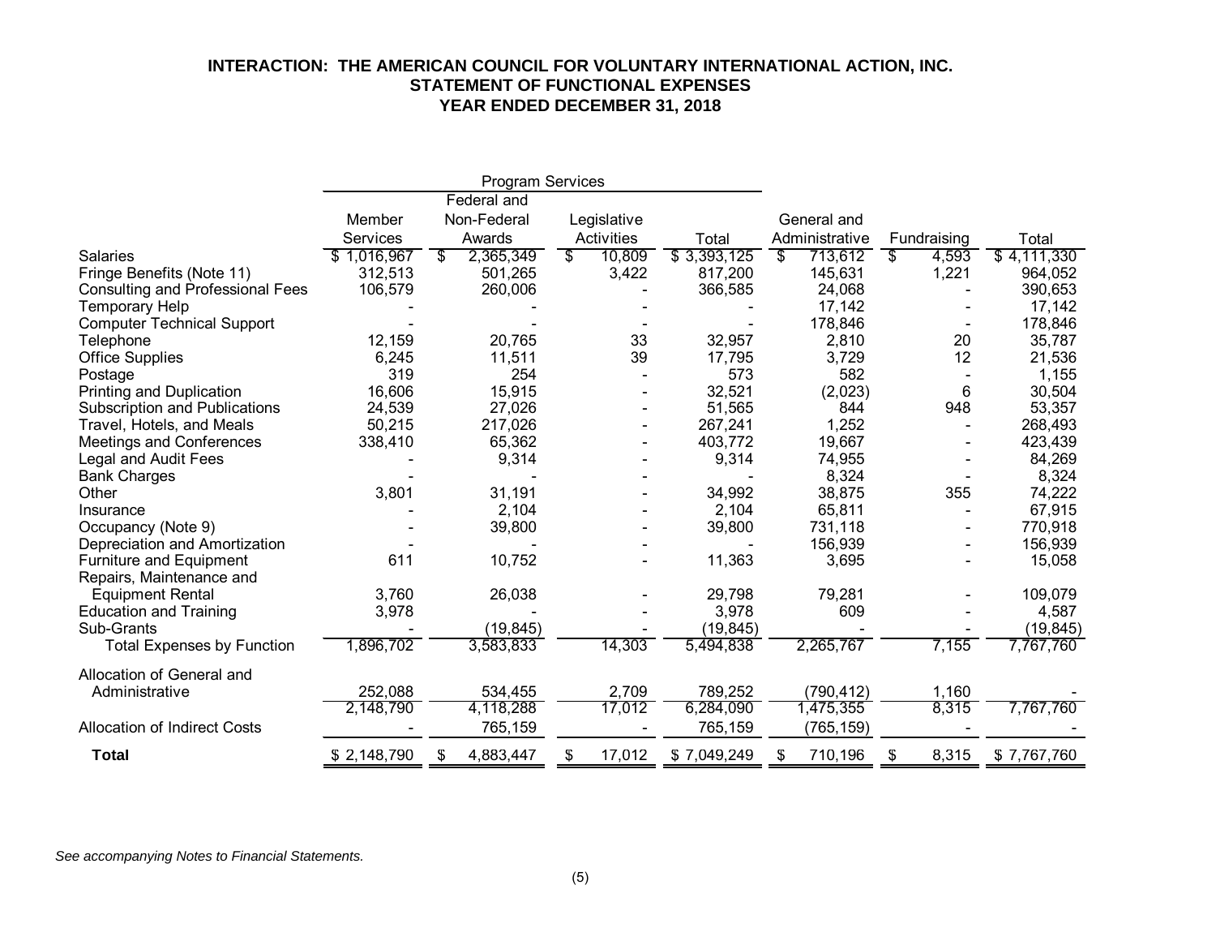# INTERACTION: THE AMERICAN COUNCIL FOR VOLUNTARY INTERNATIONAL ACTION, INC.
## STATEMENT OF FUNCTIONAL EXPENSES
### YEAR ENDED DECEMBER 31, 2018

| | Program Services | | | | | | |
|---|---|---|---|---|---|---|---|
| | Member Services | Federal and Non-Federal Awards | Legislative Activities | Total | General and Administrative | Fundraising | Total |
| Salaries | $ 1,016,967 | $ 2,365,349 | $ 10,809 | $ 3,393,125 | $ 713,612 | $ 4,593 | $ 4,111,330 |
| Fringe Benefits (Note 11) | 312,513 | 501,265 | 3,422 | 817,200 | 145,631 | 1,221 | 964,052 |
| Consulting and Professional Fees | 106,579 | 260,006 | - | 366,585 | 24,068 | - | 390,653 |
| Temporary Help | - | - | - | - | 17,142 | - | 17,142 |
| Computer Technical Support | - | - | - | - | 178,846 | - | 178,846 |
| Telephone | 12,159 | 20,765 | 33 | 32,957 | 2,810 | 20 | 35,787 |
| Office Supplies | 6,245 | 11,511 | 39 | 17,795 | 3,729 | 12 | 21,536 |
| Postage | 319 | 254 | - | 573 | 582 | - | 1,155 |
| Printing and Duplication | 16,606 | 15,915 | - | 32,521 | (2,023) | 6 | 30,504 |
| Subscription and Publications | 24,539 | 27,026 | - | 51,565 | 844 | 948 | 53,357 |
| Travel, Hotels, and Meals | 50,215 | 217,026 | - | 267,241 | 1,252 | - | 268,493 |
| Meetings and Conferences | 338,410 | 65,362 | - | 403,772 | 19,667 | - | 423,439 |
| Legal and Audit Fees | - | 9,314 | - | 9,314 | 74,955 | - | 84,269 |
| Bank Charges | - | - | - | - | 8,324 | - | 8,324 |
| Other | 3,801 | 31,191 | - | 34,992 | 38,875 | 355 | 74,222 |
| Insurance | - | 2,104 | - | 2,104 | 65,811 | - | 67,915 |
| Occupancy (Note 9) | - | 39,800 | - | 39,800 | 731,118 | - | 770,918 |
| Depreciation and Amortization | - | - | - | - | 156,939 | - | 156,939 |
| Furniture and Equipment | 611 | 10,752 | - | 11,363 | 3,695 | - | 15,058 |
| Repairs, Maintenance and Equipment Rental | 3,760 | 26,038 | - | 29,798 | 79,281 | - | 109,079 |
| Education and Training | 3,978 | - | - | 3,978 | 609 | - | 4,587 |
| Sub-Grants | - | (19,845) | - | (19,845) | - | - | (19,845) |
| Total Expenses by Function | 1,896,702 | 3,583,833 | 14,303 | 5,494,838 | 2,265,767 | 7,155 | 7,767,760 |
| Allocation of General and Administrative | 252,088 | 534,455 | 2,709 | 789,252 | (790,412) | 1,160 | - |
| | 2,148,790 | 4,118,288 | 17,012 | 6,284,090 | 1,475,355 | 8,315 | 7,767,760 |
| Allocation of Indirect Costs | - | 765,159 | - | 765,159 | (765,159) | - | - |
| **Total** | $ 2,148,790 | $ 4,883,447 | $ 17,012 | $ 7,049,249 | $ 710,196 | $ 8,315 | $ 7,767,760 |

*See accompanying Notes to Financial Statements.*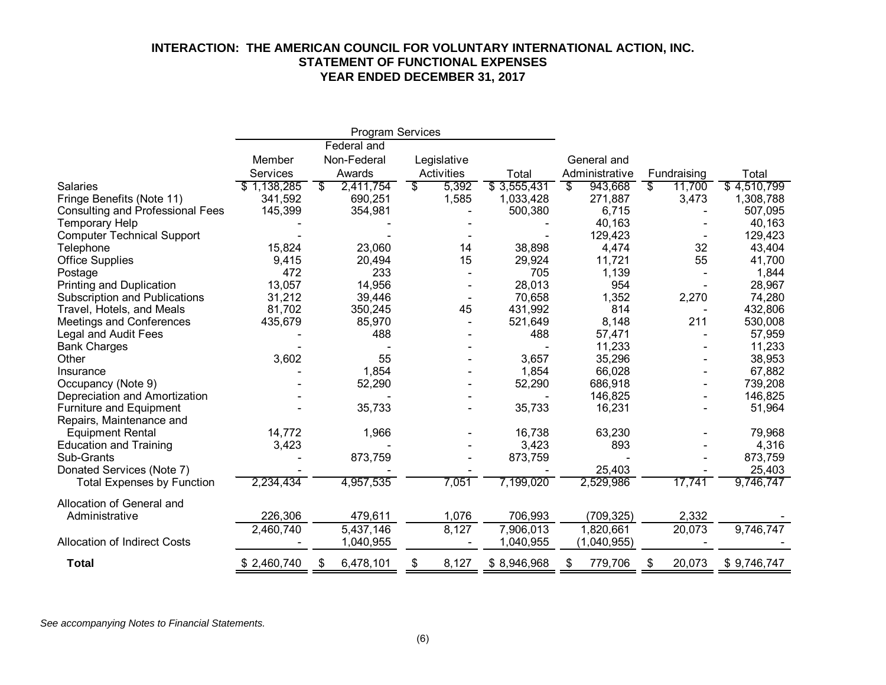# INTERACTION: THE AMERICAN COUNCIL FOR VOLUNTARY INTERNATIONAL ACTION, INC.
## STATEMENT OF FUNCTIONAL EXPENSES
## YEAR ENDED DECEMBER 31, 2017

| | Program Services | | | | | | |
|---|---|---|---|---|---|---|---|
| | Member Services | Federal and Non-Federal Awards | Legislative Activities | Total | General and Administrative | Fundraising | Total |
| Salaries | $ 1,138,285 | $ 2,411,754 | $ 5,392 | $ 3,555,431 | $ 943,668 | $ 11,700 | $ 4,510,799 |
| Fringe Benefits (Note 11) | 341,592 | 690,251 | 1,585 | 1,033,428 | 271,887 | 3,473 | 1,308,788 |
| Consulting and Professional Fees | 145,399 | 354,981 | - | 500,380 | 6,715 | - | 507,095 |
| Temporary Help | - | - | - | - | 40,163 | - | 40,163 |
| Computer Technical Support | - | - | - | - | 129,423 | - | 129,423 |
| Telephone | 15,824 | 23,060 | 14 | 38,898 | 4,474 | 32 | 43,404 |
| Office Supplies | 9,415 | 20,494 | 15 | 29,924 | 11,721 | 55 | 41,700 |
| Postage | 472 | 233 | - | 705 | 1,139 | - | 1,844 |
| Printing and Duplication | 13,057 | 14,956 | - | 28,013 | 954 | - | 28,967 |
| Subscription and Publications | 31,212 | 39,446 | - | 70,658 | 1,352 | 2,270 | 74,280 |
| Travel, Hotels, and Meals | 81,702 | 350,245 | 45 | 431,992 | 814 | - | 432,806 |
| Meetings and Conferences | 435,679 | 85,970 | - | 521,649 | 8,148 | 211 | 530,008 |
| Legal and Audit Fees | - | 488 | - | 488 | 57,471 | - | 57,959 |
| Bank Charges | - | - | - | - | 11,233 | - | 11,233 |
| Other | 3,602 | 55 | - | 3,657 | 35,296 | - | 38,953 |
| Insurance | - | 1,854 | - | 1,854 | 66,028 | - | 67,882 |
| Occupancy (Note 9) | - | 52,290 | - | 52,290 | 686,918 | - | 739,208 |
| Depreciation and Amortization | - | - | - | - | 146,825 | - | 146,825 |
| Furniture and Equipment | - | 35,733 | - | 35,733 | 16,231 | - | 51,964 |
| Repairs, Maintenance and Equipment Rental | 14,772 | 1,966 | - | 16,738 | 63,230 | - | 79,968 |
| Education and Training | 3,423 | - | - | 3,423 | 893 | - | 4,316 |
| Sub-Grants | - | 873,759 | - | 873,759 | - | - | 873,759 |
| Donated Services (Note 7) | - | - | - | - | 25,403 | - | 25,403 |
| Total Expenses by Function | 2,234,434 | 4,957,535 | 7,051 | 7,199,020 | 2,529,986 | 17,741 | 9,746,747 |
| Allocation of General and Administrative | 226,306 | 479,611 | 1,076 | 706,993 | (709,325) | 2,332 | - |
| | 2,460,740 | 5,437,146 | 8,127 | 7,906,013 | 1,820,661 | 20,073 | 9,746,747 |
| Allocation of Indirect Costs | - | 1,040,955 | - | 1,040,955 | (1,040,955) | - | - |
| **Total** | $ 2,460,740 | $ 6,478,101 | $ 8,127 | $ 8,946,968 | $ 779,706 | $ 20,073 | $ 9,746,747 |

*See accompanying Notes to Financial Statements.*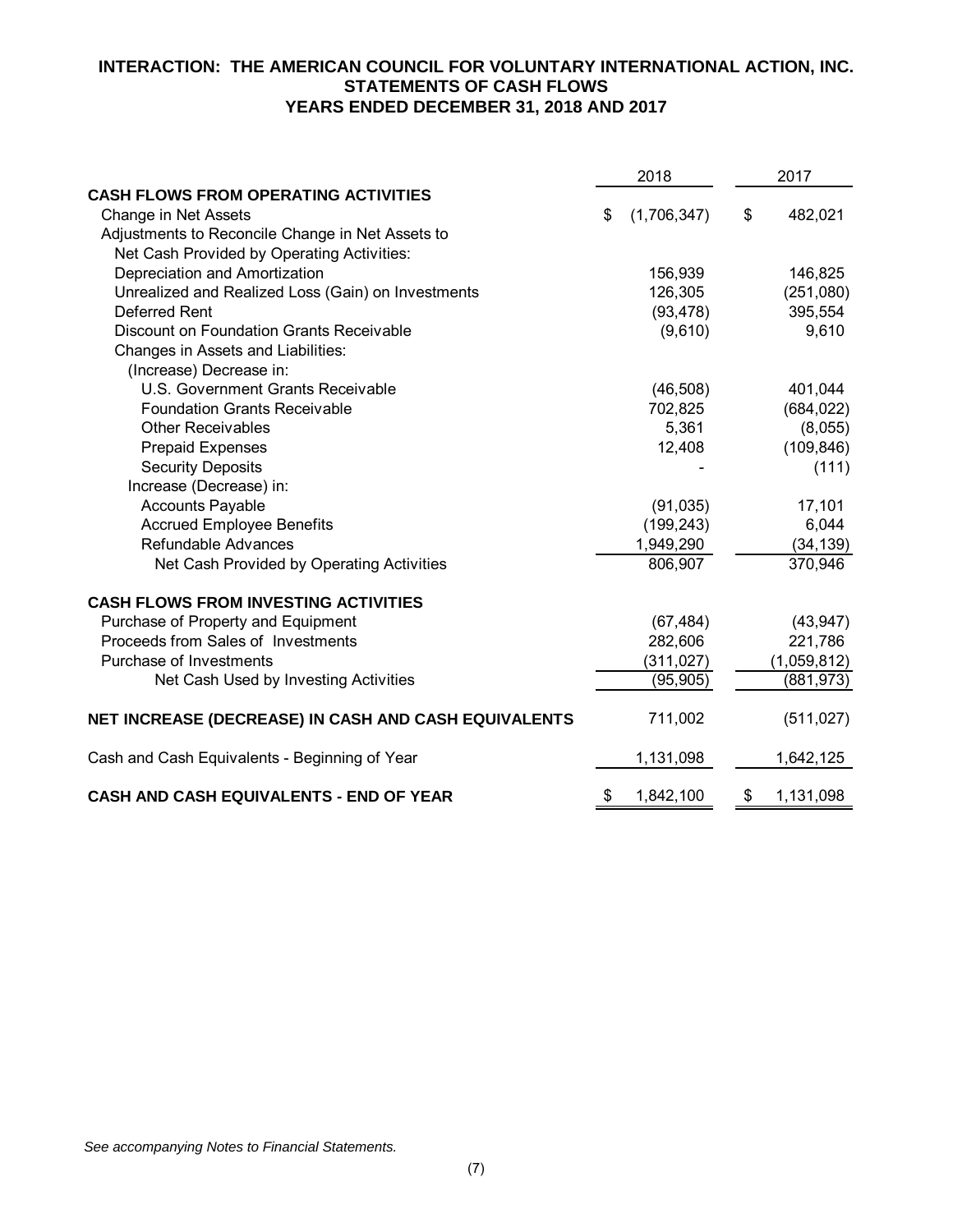# INTERACTION: THE AMERICAN COUNCIL FOR VOLUNTARY INTERNATIONAL ACTION, INC.
## STATEMENTS OF CASH FLOWS
## YEARS ENDED DECEMBER 31, 2018 AND 2017

| | 2018 | 2017 |
|---|---|---|
| **CASH FLOWS FROM OPERATING ACTIVITIES** | | |
| Change in Net Assets | $ (1,706,347) | $ 482,021 |
| Adjustments to Reconcile Change in Net Assets to | | |
| Net Cash Provided by Operating Activities: | | |
| Depreciation and Amortization | 156,939 | 146,825 |
| Unrealized and Realized Loss (Gain) on Investments | 126,305 | (251,080) |
| Deferred Rent | (93,478) | 395,554 |
| Discount on Foundation Grants Receivable | (9,610) | 9,610 |
| Changes in Assets and Liabilities: | | |
| (Increase) Decrease in: | | |
| U.S. Government Grants Receivable | (46,508) | 401,044 |
| Foundation Grants Receivable | 702,825 | (684,022) |
| Other Receivables | 5,361 | (8,055) |
| Prepaid Expenses | 12,408 | (109,846) |
| Security Deposits | - | (111) |
| Increase (Decrease) in: | | |
| Accounts Payable | (91,035) | 17,101 |
| Accrued Employee Benefits | (199,243) | 6,044 |
| Refundable Advances | 1,949,290 | (34,139) |
| Net Cash Provided by Operating Activities | 806,907 | 370,946 |
| | | |
| **CASH FLOWS FROM INVESTING ACTIVITIES** | | |
| Purchase of Property and Equipment | (67,484) | (43,947) |
| Proceeds from Sales of Investments | 282,606 | 221,786 |
| Purchase of Investments | (311,027) | (1,059,812) |
| Net Cash Used by Investing Activities | (95,905) | (881,973) |
| | | |
| **NET INCREASE (DECREASE) IN CASH AND CASH EQUIVALENTS** | 711,002 | (511,027) |
| | | |
| Cash and Cash Equivalents - Beginning of Year | 1,131,098 | 1,642,125 |
| | | |
| **CASH AND CASH EQUIVALENTS - END OF YEAR** | $ 1,842,100 | $ 1,131,098 |

*See accompanying Notes to Financial Statements.*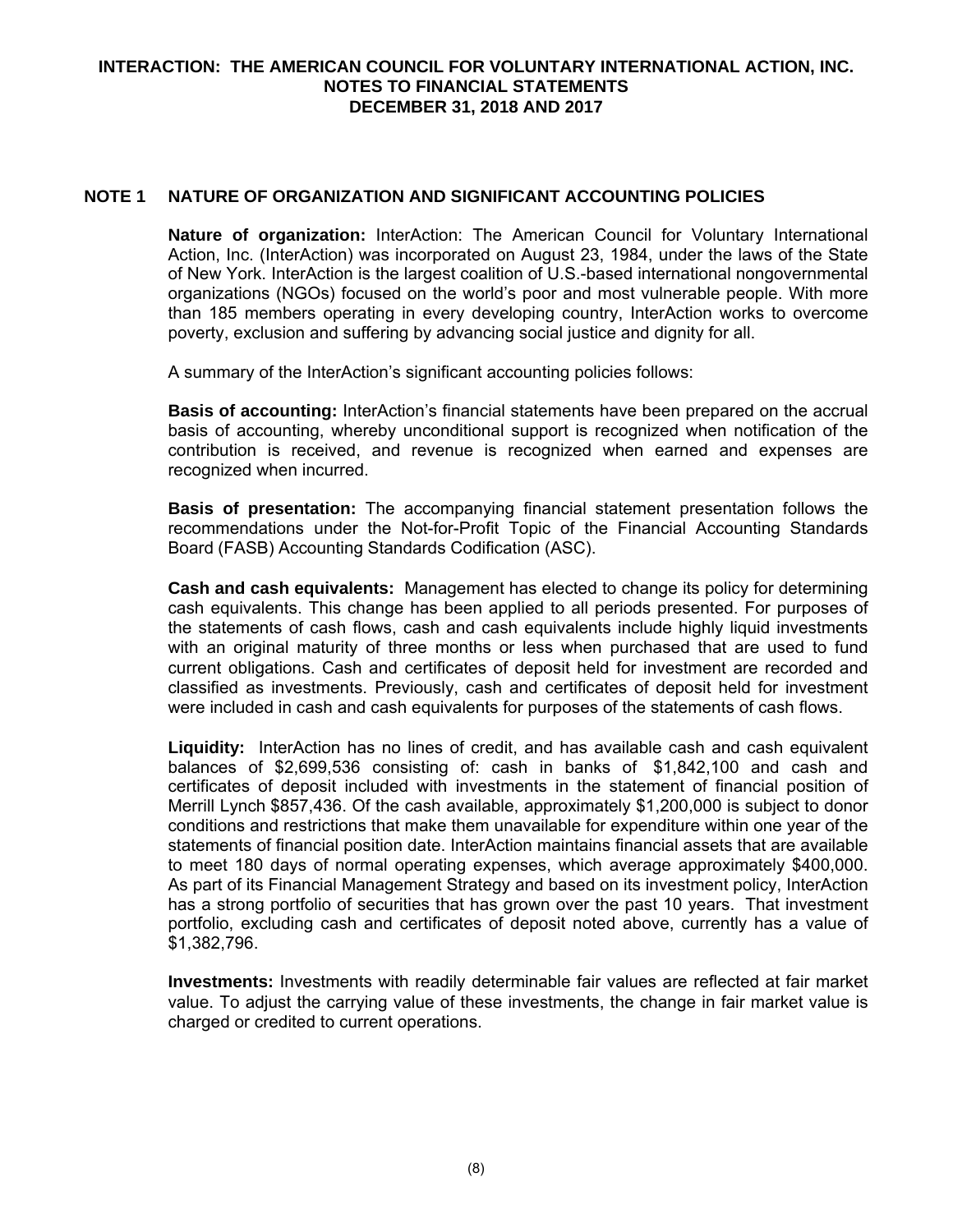# INTERACTION: THE AMERICAN COUNCIL FOR VOLUNTARY INTERNATIONAL ACTION, INC.
## NOTES TO FINANCIAL STATEMENTS
## DECEMBER 31, 2018 AND 2017

## NOTE 1 NATURE OF ORGANIZATION AND SIGNIFICANT ACCOUNTING POLICIES

**Nature of organization:** InterAction: The American Council for Voluntary International Action, Inc. (InterAction) was incorporated on August 23, 1984, under the laws of the State of New York. InterAction is the largest coalition of U.S.-based international nongovernmental organizations (NGOs) focused on the world's poor and most vulnerable people. With more than 185 members operating in every developing country, InterAction works to overcome poverty, exclusion and suffering by advancing social justice and dignity for all.

A summary of the InterAction's significant accounting policies follows:

**Basis of accounting:** InterAction's financial statements have been prepared on the accrual basis of accounting, whereby unconditional support is recognized when notification of the contribution is received, and revenue is recognized when earned and expenses are recognized when incurred.

**Basis of presentation:** The accompanying financial statement presentation follows the recommendations under the Not-for-Profit Topic of the Financial Accounting Standards Board (FASB) Accounting Standards Codification (ASC).

**Cash and cash equivalents:** Management has elected to change its policy for determining cash equivalents. This change has been applied to all periods presented. For purposes of the statements of cash flows, cash and cash equivalents include highly liquid investments with an original maturity of three months or less when purchased that are used to fund current obligations. Cash and certificates of deposit held for investment are recorded and classified as investments. Previously, cash and certificates of deposit held for investment were included in cash and cash equivalents for purposes of the statements of cash flows.

**Liquidity:** InterAction has no lines of credit, and has available cash and cash equivalent balances of $2,699,536 consisting of: cash in banks of $1,842,100 and cash and certificates of deposit included with investments in the statement of financial position of Merrill Lynch $857,436. Of the cash available, approximately $1,200,000 is subject to donor conditions and restrictions that make them unavailable for expenditure within one year of the statements of financial position date. InterAction maintains financial assets that are available to meet 180 days of normal operating expenses, which average approximately $400,000. As part of its Financial Management Strategy and based on its investment policy, InterAction has a strong portfolio of securities that has grown over the past 10 years. That investment portfolio, excluding cash and certificates of deposit noted above, currently has a value of $1,382,796.

**Investments:** Investments with readily determinable fair values are reflected at fair market value. To adjust the carrying value of these investments, the change in fair market value is charged or credited to current operations.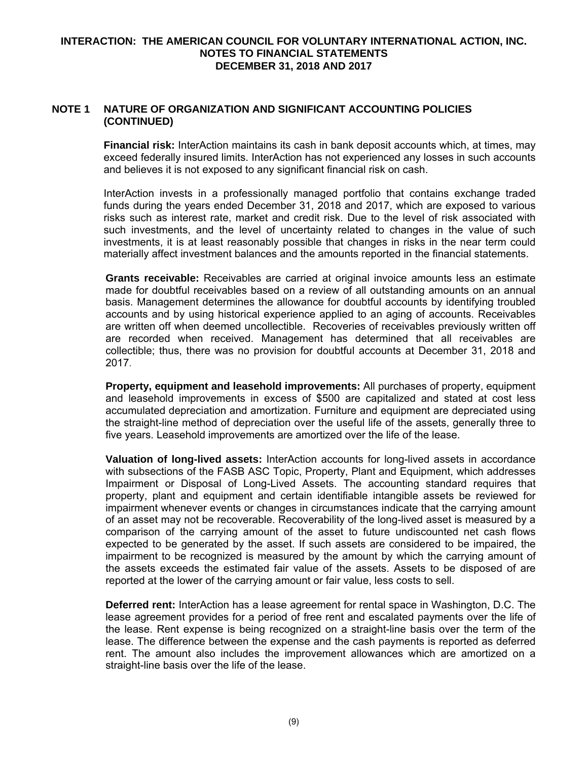## NOTE 1 NATURE OF ORGANIZATION AND SIGNIFICANT ACCOUNTING POLICIES (CONTINUED)

**Financial risk:** InterAction maintains its cash in bank deposit accounts which, at times, may exceed federally insured limits. InterAction has not experienced any losses in such accounts and believes it is not exposed to any significant financial risk on cash.

InterAction invests in a professionally managed portfolio that contains exchange traded funds during the years ended December 31, 2018 and 2017, which are exposed to various risks such as interest rate, market and credit risk. Due to the level of risk associated with such investments, and the level of uncertainty related to changes in the value of such investments, it is at least reasonably possible that changes in risks in the near term could materially affect investment balances and the amounts reported in the financial statements.

**Grants receivable:** Receivables are carried at original invoice amounts less an estimate made for doubtful receivables based on a review of all outstanding amounts on an annual basis. Management determines the allowance for doubtful accounts by identifying troubled accounts and by using historical experience applied to an aging of accounts. Receivables are written off when deemed uncollectible. Recoveries of receivables previously written off are recorded when received. Management has determined that all receivables are collectible; thus, there was no provision for doubtful accounts at December 31, 2018 and 2017.

**Property, equipment and leasehold improvements:** All purchases of property, equipment and leasehold improvements in excess of $500 are capitalized and stated at cost less accumulated depreciation and amortization. Furniture and equipment are depreciated using the straight-line method of depreciation over the useful life of the assets, generally three to five years. Leasehold improvements are amortized over the life of the lease.

**Valuation of long-lived assets:** InterAction accounts for long-lived assets in accordance with subsections of the FASB ASC Topic, Property, Plant and Equipment, which addresses Impairment or Disposal of Long-Lived Assets. The accounting standard requires that property, plant and equipment and certain identifiable intangible assets be reviewed for impairment whenever events or changes in circumstances indicate that the carrying amount of an asset may not be recoverable. Recoverability of the long-lived asset is measured by a comparison of the carrying amount of the asset to future undiscounted net cash flows expected to be generated by the asset. If such assets are considered to be impaired, the impairment to be recognized is measured by the amount by which the carrying amount of the assets exceeds the estimated fair value of the assets. Assets to be disposed of are reported at the lower of the carrying amount or fair value, less costs to sell.

**Deferred rent:** InterAction has a lease agreement for rental space in Washington, D.C. The lease agreement provides for a period of free rent and escalated payments over the life of the lease. Rent expense is being recognized on a straight-line basis over the term of the lease. The difference between the expense and the cash payments is reported as deferred rent. The amount also includes the improvement allowances which are amortized on a straight-line basis over the life of the lease.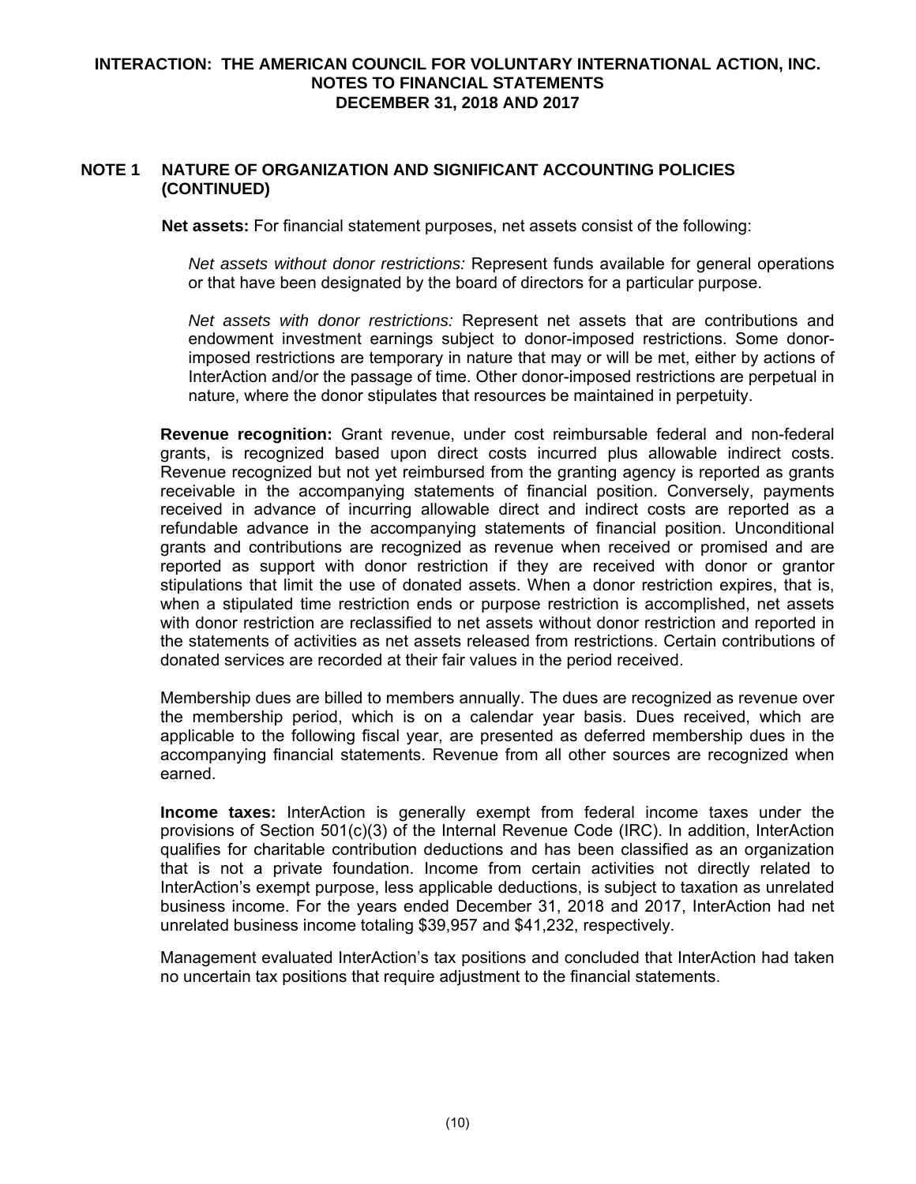## NOTE 1 NATURE OF ORGANIZATION AND SIGNIFICANT ACCOUNTING POLICIES (CONTINUED)

**Net assets:** For financial statement purposes, net assets consist of the following:

*Net assets without donor restrictions:* Represent funds available for general operations or that have been designated by the board of directors for a particular purpose.

*Net assets with donor restrictions:* Represent net assets that are contributions and endowment investment earnings subject to donor-imposed restrictions. Some donor-imposed restrictions are temporary in nature that may or will be met, either by actions of InterAction and/or the passage of time. Other donor-imposed restrictions are perpetual in nature, where the donor stipulates that resources be maintained in perpetuity.

**Revenue recognition:** Grant revenue, under cost reimbursable federal and non-federal grants, is recognized based upon direct costs incurred plus allowable indirect costs. Revenue recognized but not yet reimbursed from the granting agency is reported as grants receivable in the accompanying statements of financial position. Conversely, payments received in advance of incurring allowable direct and indirect costs are reported as a refundable advance in the accompanying statements of financial position. Unconditional grants and contributions are recognized as revenue when received or promised and are reported as support with donor restriction if they are received with donor or grantor stipulations that limit the use of donated assets. When a donor restriction expires, that is, when a stipulated time restriction ends or purpose restriction is accomplished, net assets with donor restriction are reclassified to net assets without donor restriction and reported in the statements of activities as net assets released from restrictions. Certain contributions of donated services are recorded at their fair values in the period received.

Membership dues are billed to members annually. The dues are recognized as revenue over the membership period, which is on a calendar year basis. Dues received, which are applicable to the following fiscal year, are presented as deferred membership dues in the accompanying financial statements. Revenue from all other sources are recognized when earned.

**Income taxes:** InterAction is generally exempt from federal income taxes under the provisions of Section 501(c)(3) of the Internal Revenue Code (IRC). In addition, InterAction qualifies for charitable contribution deductions and has been classified as an organization that is not a private foundation. Income from certain activities not directly related to InterAction's exempt purpose, less applicable deductions, is subject to taxation as unrelated business income. For the years ended December 31, 2018 and 2017, InterAction had net unrelated business income totaling $39,957 and $41,232, respectively.

Management evaluated InterAction's tax positions and concluded that InterAction had taken no uncertain tax positions that require adjustment to the financial statements.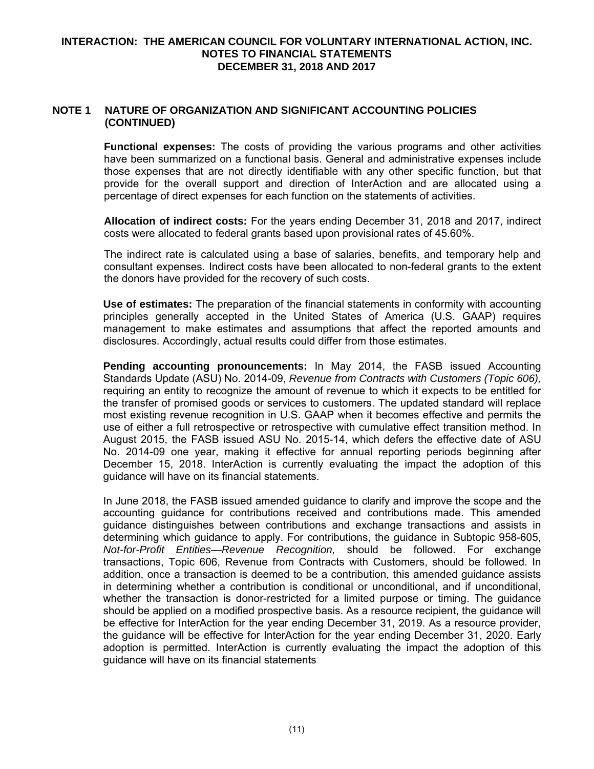## NOTE 1 NATURE OF ORGANIZATION AND SIGNIFICANT ACCOUNTING POLICIES (CONTINUED)

**Functional expenses:** The costs of providing the various programs and other activities have been summarized on a functional basis. General and administrative expenses include those expenses that are not directly identifiable with any other specific function, but that provide for the overall support and direction of InterAction and are allocated using a percentage of direct expenses for each function on the statements of activities.

**Allocation of indirect costs:** For the years ending December 31, 2018 and 2017, indirect costs were allocated to federal grants based upon provisional rates of 45.60%.

The indirect rate is calculated using a base of salaries, benefits, and temporary help and consultant expenses. Indirect costs have been allocated to non-federal grants to the extent the donors have provided for the recovery of such costs.

**Use of estimates:** The preparation of the financial statements in conformity with accounting principles generally accepted in the United States of America (U.S. GAAP) requires management to make estimates and assumptions that affect the reported amounts and disclosures. Accordingly, actual results could differ from those estimates.

**Pending accounting pronouncements:** In May 2014, the FASB issued Accounting Standards Update (ASU) No. 2014-09, *Revenue from Contracts with Customers (Topic 606),* requiring an entity to recognize the amount of revenue to which it expects to be entitled for the transfer of promised goods or services to customers. The updated standard will replace most existing revenue recognition in U.S. GAAP when it becomes effective and permits the use of either a full retrospective or retrospective with cumulative effect transition method. In August 2015, the FASB issued ASU No. 2015-14, which defers the effective date of ASU No. 2014-09 one year, making it effective for annual reporting periods beginning after December 15, 2018. InterAction is currently evaluating the impact the adoption of this guidance will have on its financial statements.

In June 2018, the FASB issued amended guidance to clarify and improve the scope and the accounting guidance for contributions received and contributions made. This amended guidance distinguishes between contributions and exchange transactions and assists in determining which guidance to apply. For contributions, the guidance in Subtopic 958-605, *Not-for-Profit Entities—Revenue Recognition,* should be followed. For exchange transactions, Topic 606, Revenue from Contracts with Customers, should be followed. In addition, once a transaction is deemed to be a contribution, this amended guidance assists in determining whether a contribution is conditional or unconditional, and if unconditional, whether the transaction is donor-restricted for a limited purpose or timing. The guidance should be applied on a modified prospective basis. As a resource recipient, the guidance will be effective for InterAction for the year ending December 31, 2019. As a resource provider, the guidance will be effective for InterAction for the year ending December 31, 2020. Early adoption is permitted. InterAction is currently evaluating the impact the adoption of this guidance will have on its financial statements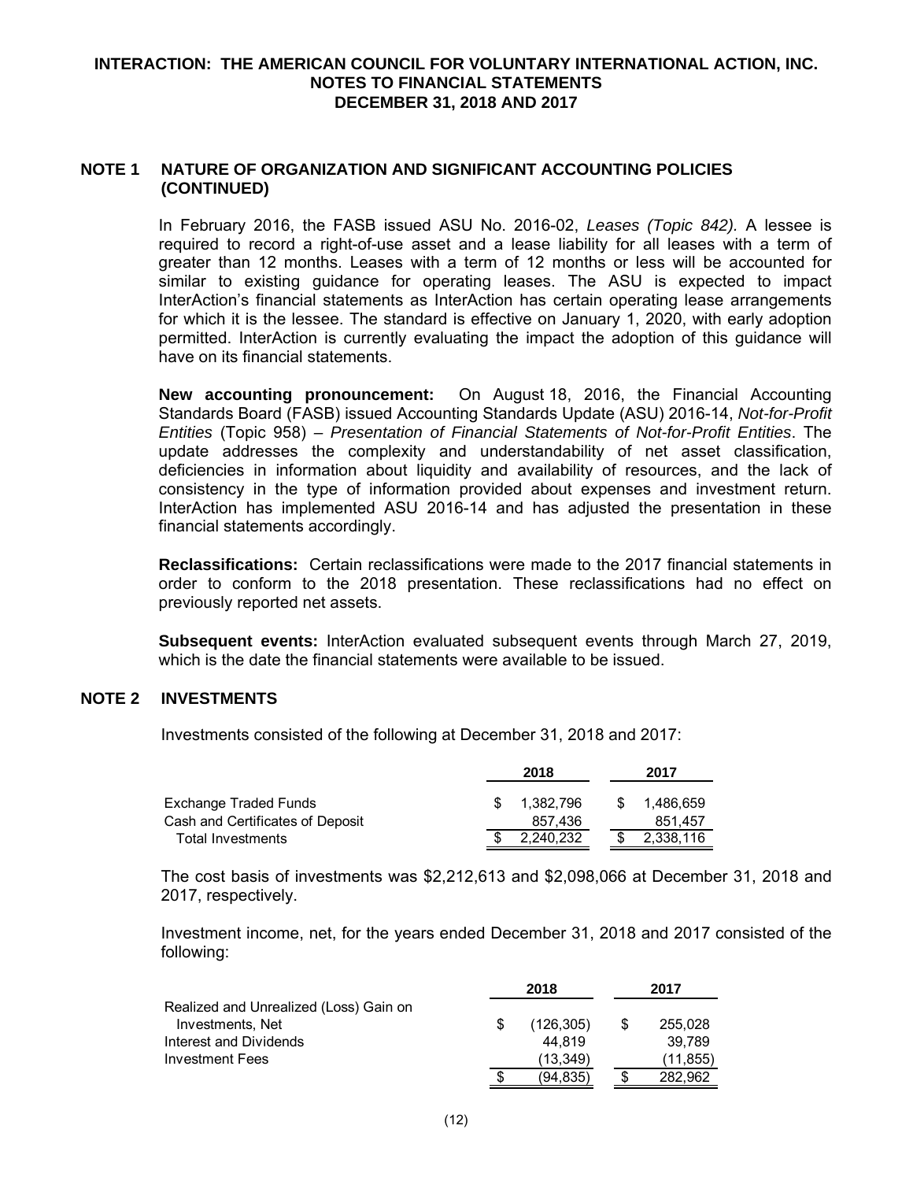## NOTE 1 NATURE OF ORGANIZATION AND SIGNIFICANT ACCOUNTING POLICIES (CONTINUED)

In February 2016, the FASB issued ASU No. 2016-02, *Leases (Topic 842)*. A lessee is required to record a right-of-use asset and a lease liability for all leases with a term of greater than 12 months. Leases with a term of 12 months or less will be accounted for similar to existing guidance for operating leases. The ASU is expected to impact InterAction's financial statements as InterAction has certain operating lease arrangements for which it is the lessee. The standard is effective on January 1, 2020, with early adoption permitted. InterAction is currently evaluating the impact the adoption of this guidance will have on its financial statements.

**New accounting pronouncement:** On August 18, 2016, the Financial Accounting Standards Board (FASB) issued Accounting Standards Update (ASU) 2016-14, *Not-for-Profit Entities* (Topic 958) – *Presentation of Financial Statements of Not-for-Profit Entities*. The update addresses the complexity and understandability of net asset classification, deficiencies in information about liquidity and availability of resources, and the lack of consistency in the type of information provided about expenses and investment return. InterAction has implemented ASU 2016-14 and has adjusted the presentation in these financial statements accordingly.

**Reclassifications:** Certain reclassifications were made to the 2017 financial statements in order to conform to the 2018 presentation. These reclassifications had no effect on previously reported net assets.

**Subsequent events:** InterAction evaluated subsequent events through March 27, 2019, which is the date the financial statements were available to be issued.

## NOTE 2 INVESTMENTS

Investments consisted of the following at December 31, 2018 and 2017:

| | 2018 | 2017 |
|---|---|---|
| Exchange Traded Funds | $ 1,382,796 | $ 1,486,659 |
| Cash and Certificates of Deposit | 857,436 | 851,457 |
| Total Investments | $ 2,240,232 | $ 2,338,116 |

The cost basis of investments was $2,212,613 and $2,098,066 at December 31, 2018 and 2017, respectively.

Investment income, net, for the years ended December 31, 2018 and 2017 consisted of the following:

| | 2018 | 2017 |
|---|---|---|
| Realized and Unrealized (Loss) Gain on Investments, Net | $ (126,305) | $ 255,028 |
| Interest and Dividends | 44,819 | 39,789 |
| Investment Fees | (13,349) | (11,855) |
| | $ (94,835) | $ 282,962 |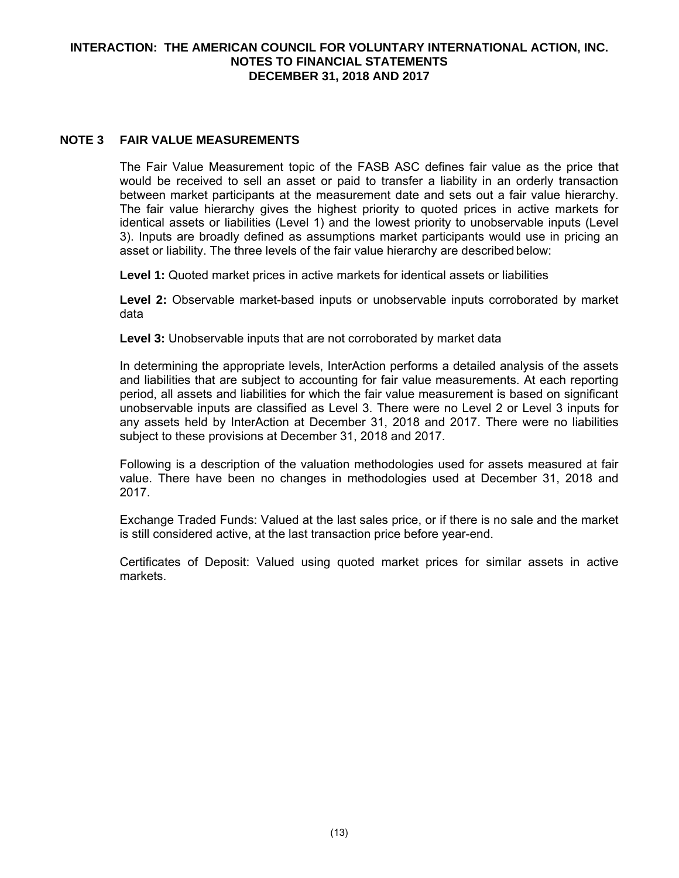## NOTE 3 FAIR VALUE MEASUREMENTS

The Fair Value Measurement topic of the FASB ASC defines fair value as the price that would be received to sell an asset or paid to transfer a liability in an orderly transaction between market participants at the measurement date and sets out a fair value hierarchy. The fair value hierarchy gives the highest priority to quoted prices in active markets for identical assets or liabilities (Level 1) and the lowest priority to unobservable inputs (Level 3). Inputs are broadly defined as assumptions market participants would use in pricing an asset or liability. The three levels of the fair value hierarchy are described below:

**Level 1:** Quoted market prices in active markets for identical assets or liabilities

**Level 2:** Observable market-based inputs or unobservable inputs corroborated by market data

**Level 3:** Unobservable inputs that are not corroborated by market data

In determining the appropriate levels, InterAction performs a detailed analysis of the assets and liabilities that are subject to accounting for fair value measurements. At each reporting period, all assets and liabilities for which the fair value measurement is based on significant unobservable inputs are classified as Level 3. There were no Level 2 or Level 3 inputs for any assets held by InterAction at December 31, 2018 and 2017. There were no liabilities subject to these provisions at December 31, 2018 and 2017.

Following is a description of the valuation methodologies used for assets measured at fair value. There have been no changes in methodologies used at December 31, 2018 and 2017.

Exchange Traded Funds: Valued at the last sales price, or if there is no sale and the market is still considered active, at the last transaction price before year-end.

Certificates of Deposit: Valued using quoted market prices for similar assets in active markets.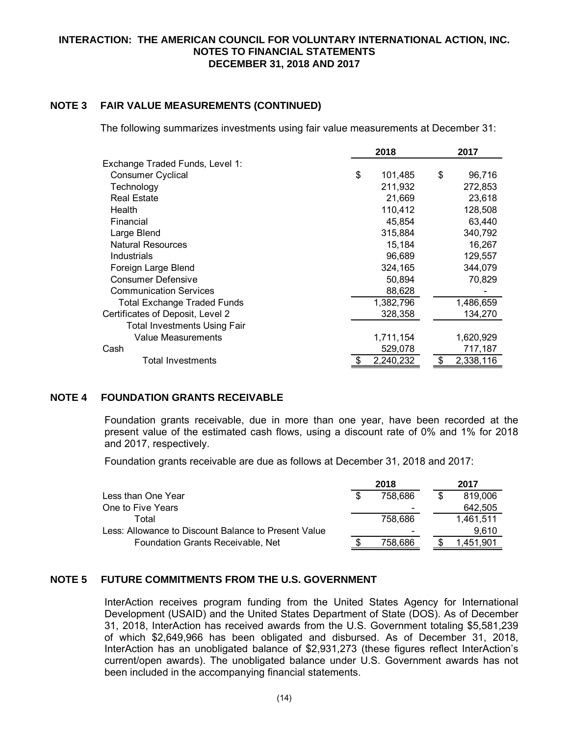## NOTE 3 FAIR VALUE MEASUREMENTS (CONTINUED)

The following summarizes investments using fair value measurements at December 31:

| | 2018 | 2017 |
|---|---|---|
| Exchange Traded Funds, Level 1: | | |
| Consumer Cyclical | $ 101,485 | $ 96,716 |
| Technology | 211,932 | 272,853 |
| Real Estate | 21,669 | 23,618 |
| Health | 110,412 | 128,508 |
| Financial | 45,854 | 63,440 |
| Large Blend | 315,884 | 340,792 |
| Natural Resources | 15,184 | 16,267 |
| Industrials | 96,689 | 129,557 |
| Foreign Large Blend | 324,165 | 344,079 |
| Consumer Defensive | 50,894 | 70,829 |
| Communication Services | 88,628 | - |
| Total Exchange Traded Funds | 1,382,796 | 1,486,659 |
| Certificates of Deposit, Level 2 | 328,358 | 134,270 |
| Total Investments Using Fair Value Measurements | 1,711,154 | 1,620,929 |
| Cash | 529,078 | 717,187 |
| Total Investments | $ 2,240,232 | $ 2,338,116 |

## NOTE 4 FOUNDATION GRANTS RECEIVABLE

Foundation grants receivable, due in more than one year, have been recorded at the present value of the estimated cash flows, using a discount rate of 0% and 1% for 2018 and 2017, respectively.

Foundation grants receivable are due as follows at December 31, 2018 and 2017:

| | 2018 | 2017 |
|---|---|---|
| Less than One Year | $ 758,686 | $ 819,006 |
| One to Five Years | - | 642,505 |
| Total | 758,686 | 1,461,511 |
| Less: Allowance to Discount Balance to Present Value | - | 9,610 |
| Foundation Grants Receivable, Net | $ 758,686 | $ 1,451,901 |

## NOTE 5 FUTURE COMMITMENTS FROM THE U.S. GOVERNMENT

InterAction receives program funding from the United States Agency for International Development (USAID) and the United States Department of State (DOS). As of December 31, 2018, InterAction has received awards from the U.S. Government totaling $5,581,239 of which $2,649,966 has been obligated and disbursed. As of December 31, 2018, InterAction has an unobligated balance of $2,931,273 (these figures reflect InterAction's current/open awards). The unobligated balance under U.S. Government awards has not been included in the accompanying financial statements.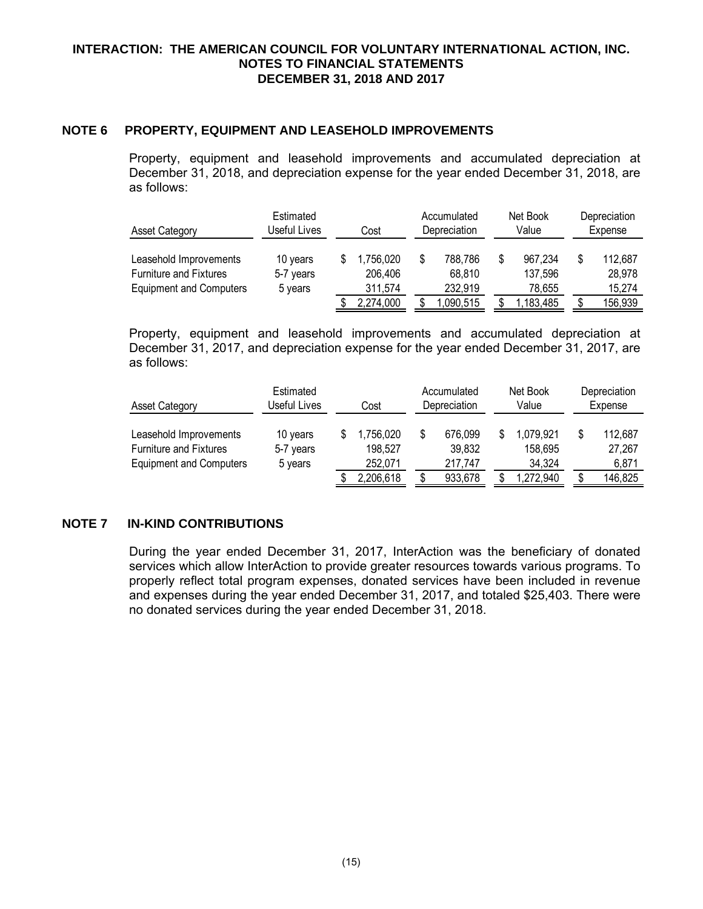## NOTE 6 PROPERTY, EQUIPMENT AND LEASEHOLD IMPROVEMENTS

Property, equipment and leasehold improvements and accumulated depreciation at December 31, 2018, and depreciation expense for the year ended December 31, 2018, are as follows:

| Asset Category | Estimated Useful Lives | Cost | Accumulated Depreciation | Net Book Value | Depreciation Expense |
|---|---|---|---|---|---|
| Leasehold Improvements | 10 years | $ 1,756,020 | $ 788,786 | $ 967,234 | $ 112,687 |
| Furniture and Fixtures | 5-7 years | 206,406 | 68,810 | 137,596 | 28,978 |
| Equipment and Computers | 5 years | 311,574 | 232,919 | 78,655 | 15,274 |
| | | $ 2,274,000 | $ 1,090,515 | $ 1,183,485 | $ 156,939 |

Property, equipment and leasehold improvements and accumulated depreciation at December 31, 2017, and depreciation expense for the year ended December 31, 2017, are as follows:

| Asset Category | Estimated Useful Lives | Cost | Accumulated Depreciation | Net Book Value | Depreciation Expense |
|---|---|---|---|---|---|
| Leasehold Improvements | 10 years | $ 1,756,020 | $ 676,099 | $ 1,079,921 | $ 112,687 |
| Furniture and Fixtures | 5-7 years | 198,527 | 39,832 | 158,695 | 27,267 |
| Equipment and Computers | 5 years | 252,071 | 217,747 | 34,324 | 6,871 |
| | | $ 2,206,618 | $ 933,678 | $ 1,272,940 | $ 146,825 |

## NOTE 7 IN-KIND CONTRIBUTIONS

During the year ended December 31, 2017, InterAction was the beneficiary of donated services which allow InterAction to provide greater resources towards various programs. To properly reflect total program expenses, donated services have been included in revenue and expenses during the year ended December 31, 2017, and totaled $25,403. There were no donated services during the year ended December 31, 2018.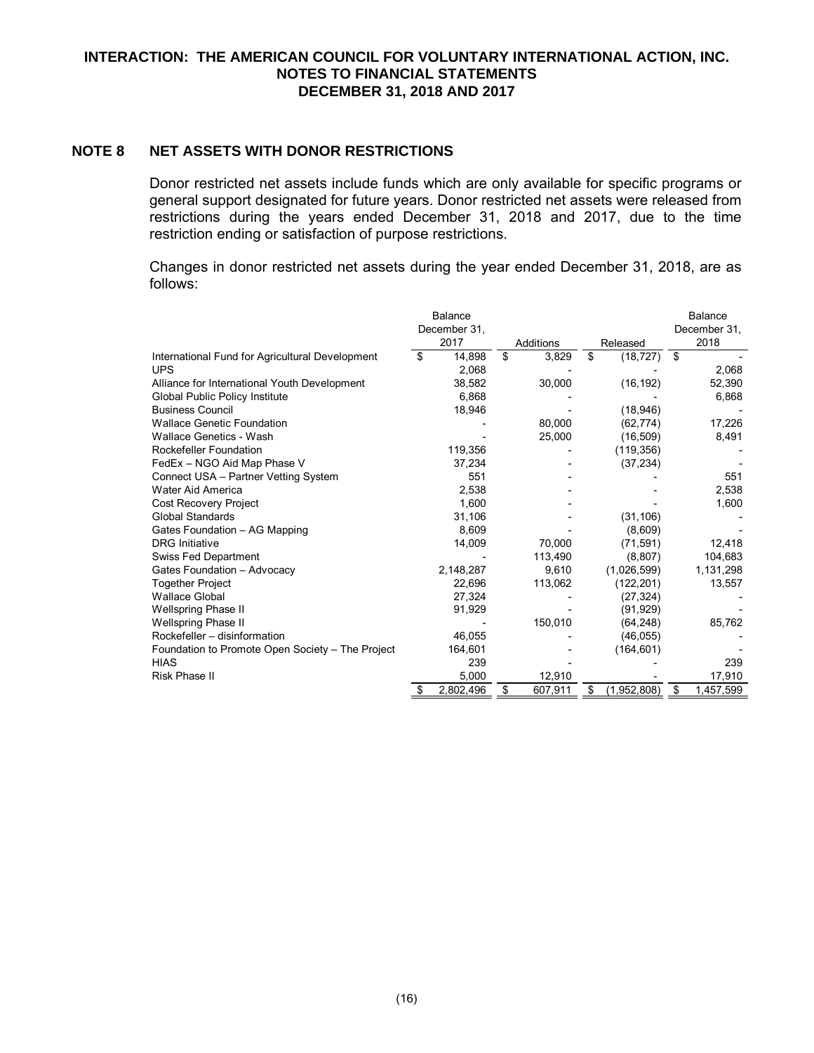## NOTE 8 NET ASSETS WITH DONOR RESTRICTIONS

Donor restricted net assets include funds which are only available for specific programs or general support designated for future years. Donor restricted net assets were released from restrictions during the years ended December 31, 2018 and 2017, due to the time restriction ending or satisfaction of purpose restrictions.

Changes in donor restricted net assets during the year ended December 31, 2018, are as follows:

| | Balance December 31, 2017 | Additions | Released | Balance December 31, 2018 |
|---|---|---|---|---|
| International Fund for Agricultural Development | $ 14,898 | $ 3,829 | $ (18,727) | $ - |
| UPS | 2,068 | - | - | 2,068 |
| Alliance for International Youth Development | 38,582 | 30,000 | (16,192) | 52,390 |
| Global Public Policy Institute | 6,868 | - | - | 6,868 |
| Business Council | 18,946 | - | (18,946) | - |
| Wallace Genetic Foundation | - | 80,000 | (62,774) | 17,226 |
| Wallace Genetics - Wash | - | 25,000 | (16,509) | 8,491 |
| Rockefeller Foundation | 119,356 | - | (119,356) | - |
| FedEx – NGO Aid Map Phase V | 37,234 | - | (37,234) | - |
| Connect USA – Partner Vetting System | 551 | - | - | 551 |
| Water Aid America | 2,538 | - | - | 2,538 |
| Cost Recovery Project | 1,600 | - | - | 1,600 |
| Global Standards | 31,106 | - | (31,106) | - |
| Gates Foundation – AG Mapping | 8,609 | - | (8,609) | - |
| DRG Initiative | 14,009 | 70,000 | (71,591) | 12,418 |
| Swiss Fed Department | - | 113,490 | (8,807) | 104,683 |
| Gates Foundation – Advocacy | 2,148,287 | 9,610 | (1,026,599) | 1,131,298 |
| Together Project | 22,696 | 113,062 | (122,201) | 13,557 |
| Wallace Global | 27,324 | - | (27,324) | - |
| Wellspring Phase II | 91,929 | - | (91,929) | - |
| Wellspring Phase II | - | 150,010 | (64,248) | 85,762 |
| Rockefeller – disinformation | 46,055 | - | (46,055) | - |
| Foundation to Promote Open Society – The Project | 164,601 | - | (164,601) | - |
| HIAS | 239 | - | - | 239 |
| Risk Phase II | 5,000 | 12,910 | - | 17,910 |
| | $ 2,802,496 | $ 607,911 | $ (1,952,808) | $ 1,457,599 |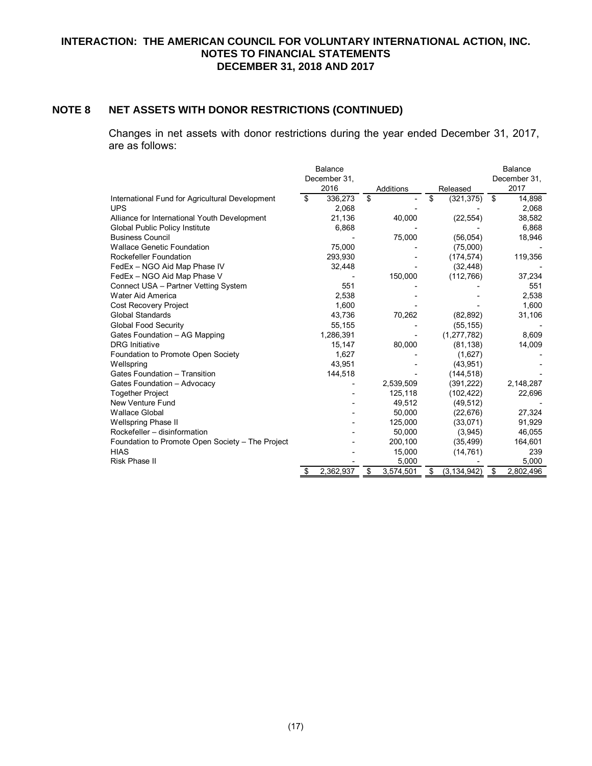## NOTE 8 NET ASSETS WITH DONOR RESTRICTIONS (CONTINUED)

Changes in net assets with donor restrictions during the year ended December 31, 2017, are as follows:

| | Balance December 31, 2016 | Additions | Released | Balance December 31, 2017 |
|---|---|---|---|---|
| International Fund for Agricultural Development | $ 336,273 | $ - | $ (321,375) | $ 14,898 |
| UPS | 2,068 | - | - | 2,068 |
| Alliance for International Youth Development | 21,136 | 40,000 | (22,554) | 38,582 |
| Global Public Policy Institute | 6,868 | - | - | 6,868 |
| Business Council | - | 75,000 | (56,054) | 18,946 |
| Wallace Genetic Foundation | 75,000 | - | (75,000) | - |
| Rockefeller Foundation | 293,930 | - | (174,574) | 119,356 |
| FedEx – NGO Aid Map Phase IV | 32,448 | - | (32,448) | - |
| FedEx – NGO Aid Map Phase V | - | 150,000 | (112,766) | 37,234 |
| Connect USA – Partner Vetting System | 551 | - | - | 551 |
| Water Aid America | 2,538 | - | - | 2,538 |
| Cost Recovery Project | 1,600 | - | - | 1,600 |
| Global Standards | 43,736 | 70,262 | (82,892) | 31,106 |
| Global Food Security | 55,155 | - | (55,155) | - |
| Gates Foundation – AG Mapping | 1,286,391 | - | (1,277,782) | 8,609 |
| DRG Initiative | 15,147 | 80,000 | (81,138) | 14,009 |
| Foundation to Promote Open Society | 1,627 | - | (1,627) | - |
| Wellspring | 43,951 | - | (43,951) | - |
| Gates Foundation – Transition | 144,518 | - | (144,518) | - |
| Gates Foundation – Advocacy | - | 2,539,509 | (391,222) | 2,148,287 |
| Together Project | - | 125,118 | (102,422) | 22,696 |
| New Venture Fund | - | 49,512 | (49,512) | - |
| Wallace Global | - | 50,000 | (22,676) | 27,324 |
| Wellspring Phase II | - | 125,000 | (33,071) | 91,929 |
| Rockefeller – disinformation | - | 50,000 | (3,945) | 46,055 |
| Foundation to Promote Open Society – The Project | - | 200,100 | (35,499) | 164,601 |
| HIAS | - | 15,000 | (14,761) | 239 |
| Risk Phase II | - | 5,000 | - | 5,000 |
| | $ 2,362,937 | $ 3,574,501 | $ (3,134,942) | $ 2,802,496 |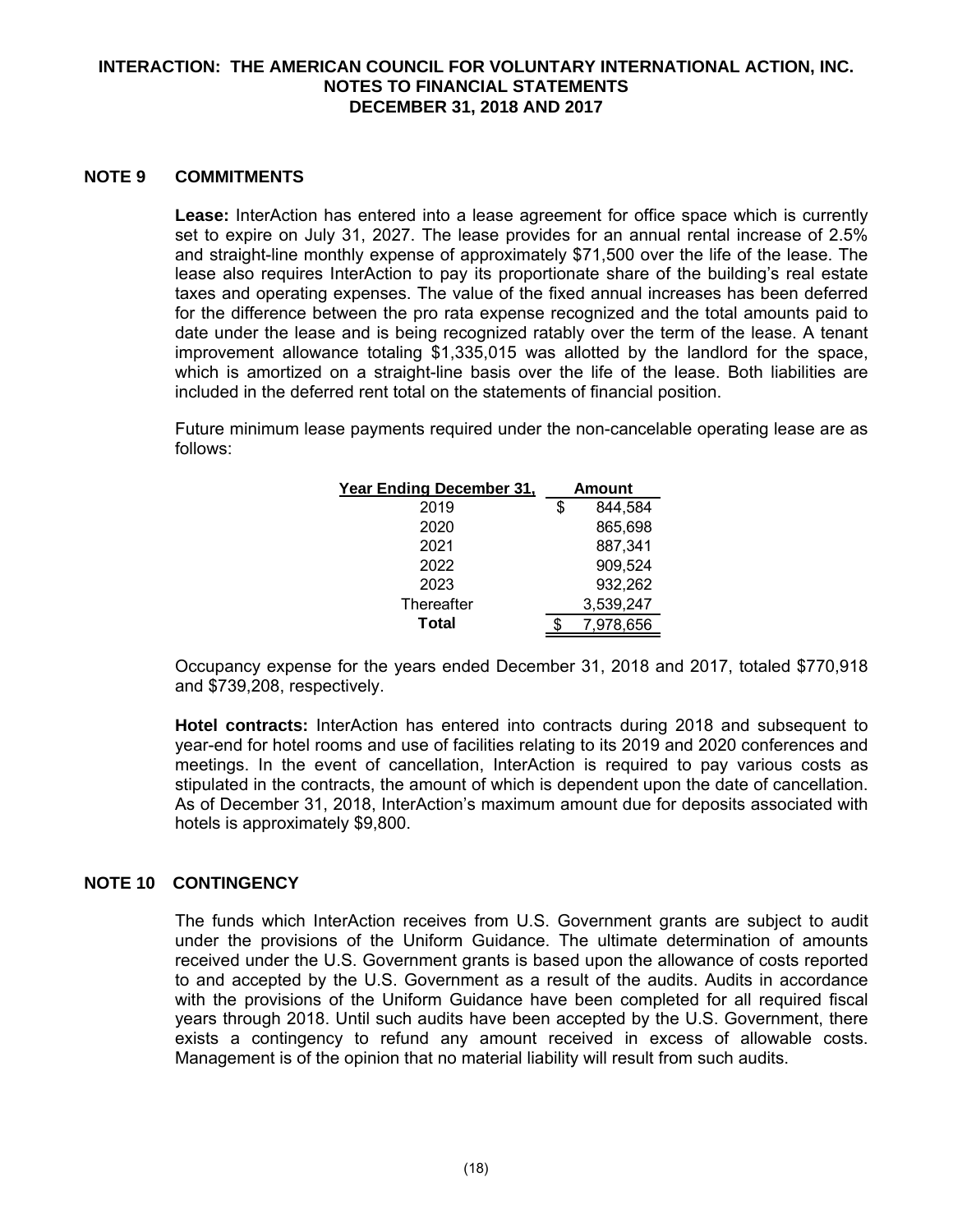## NOTE 9 COMMITMENTS

**Lease:** InterAction has entered into a lease agreement for office space which is currently set to expire on July 31, 2027. The lease provides for an annual rental increase of 2.5% and straight-line monthly expense of approximately $71,500 over the life of the lease. The lease also requires InterAction to pay its proportionate share of the building's real estate taxes and operating expenses. The value of the fixed annual increases has been deferred for the difference between the pro rata expense recognized and the total amounts paid to date under the lease and is being recognized ratably over the term of the lease. A tenant improvement allowance totaling $1,335,015 was allotted by the landlord for the space, which is amortized on a straight-line basis over the life of the lease. Both liabilities are included in the deferred rent total on the statements of financial position.

Future minimum lease payments required under the non-cancelable operating lease are as follows:

| Year Ending December 31, | Amount |
|---|---|
| 2019 | $ 844,584 |
| 2020 | 865,698 |
| 2021 | 887,341 |
| 2022 | 909,524 |
| 2023 | 932,262 |
| Thereafter | 3,539,247 |
| **Total** | $ 7,978,656 |

Occupancy expense for the years ended December 31, 2018 and 2017, totaled $770,918 and $739,208, respectively.

**Hotel contracts:** InterAction has entered into contracts during 2018 and subsequent to year-end for hotel rooms and use of facilities relating to its 2019 and 2020 conferences and meetings. In the event of cancellation, InterAction is required to pay various costs as stipulated in the contracts, the amount of which is dependent upon the date of cancellation. As of December 31, 2018, InterAction's maximum amount due for deposits associated with hotels is approximately $9,800.

## NOTE 10 CONTINGENCY

The funds which InterAction receives from U.S. Government grants are subject to audit under the provisions of the Uniform Guidance. The ultimate determination of amounts received under the U.S. Government grants is based upon the allowance of costs reported to and accepted by the U.S. Government as a result of the audits. Audits in accordance with the provisions of the Uniform Guidance have been completed for all required fiscal years through 2018. Until such audits have been accepted by the U.S. Government, there exists a contingency to refund any amount received in excess of allowable costs. Management is of the opinion that no material liability will result from such audits.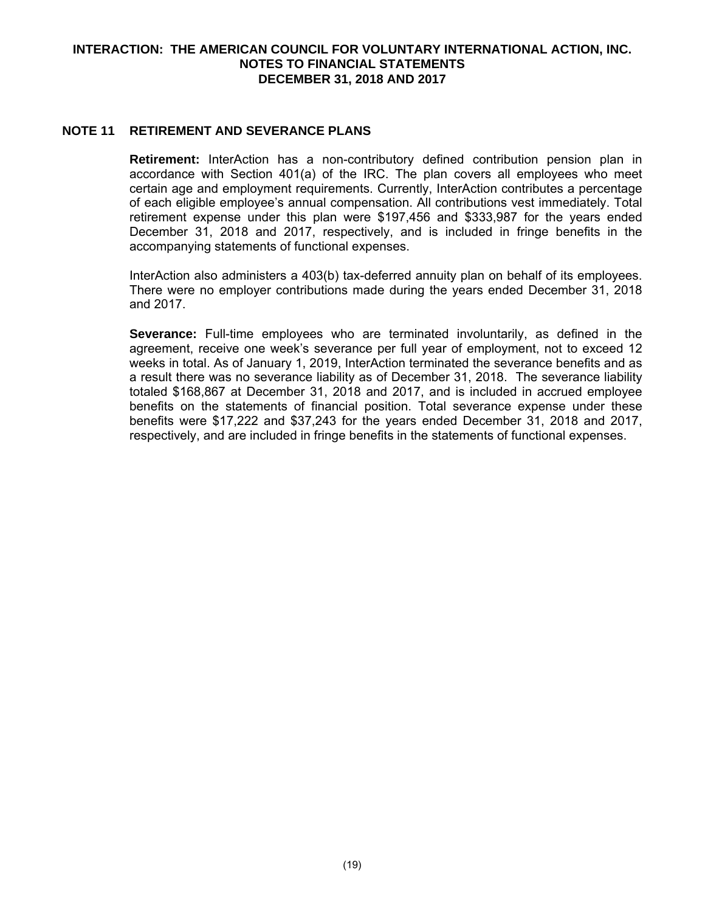## NOTE 11 RETIREMENT AND SEVERANCE PLANS

**Retirement:** InterAction has a non-contributory defined contribution pension plan in accordance with Section 401(a) of the IRC. The plan covers all employees who meet certain age and employment requirements. Currently, InterAction contributes a percentage of each eligible employee's annual compensation. All contributions vest immediately. Total retirement expense under this plan were \$197,456 and \$333,987 for the years ended December 31, 2018 and 2017, respectively, and is included in fringe benefits in the accompanying statements of functional expenses.

InterAction also administers a 403(b) tax-deferred annuity plan on behalf of its employees. There were no employer contributions made during the years ended December 31, 2018 and 2017.

**Severance:** Full-time employees who are terminated involuntarily, as defined in the agreement, receive one week's severance per full year of employment, not to exceed 12 weeks in total. As of January 1, 2019, InterAction terminated the severance benefits and as a result there was no severance liability as of December 31, 2018. The severance liability totaled \$168,867 at December 31, 2018 and 2017, and is included in accrued employee benefits on the statements of financial position. Total severance expense under these benefits were \$17,222 and \$37,243 for the years ended December 31, 2018 and 2017, respectively, and are included in fringe benefits in the statements of functional expenses.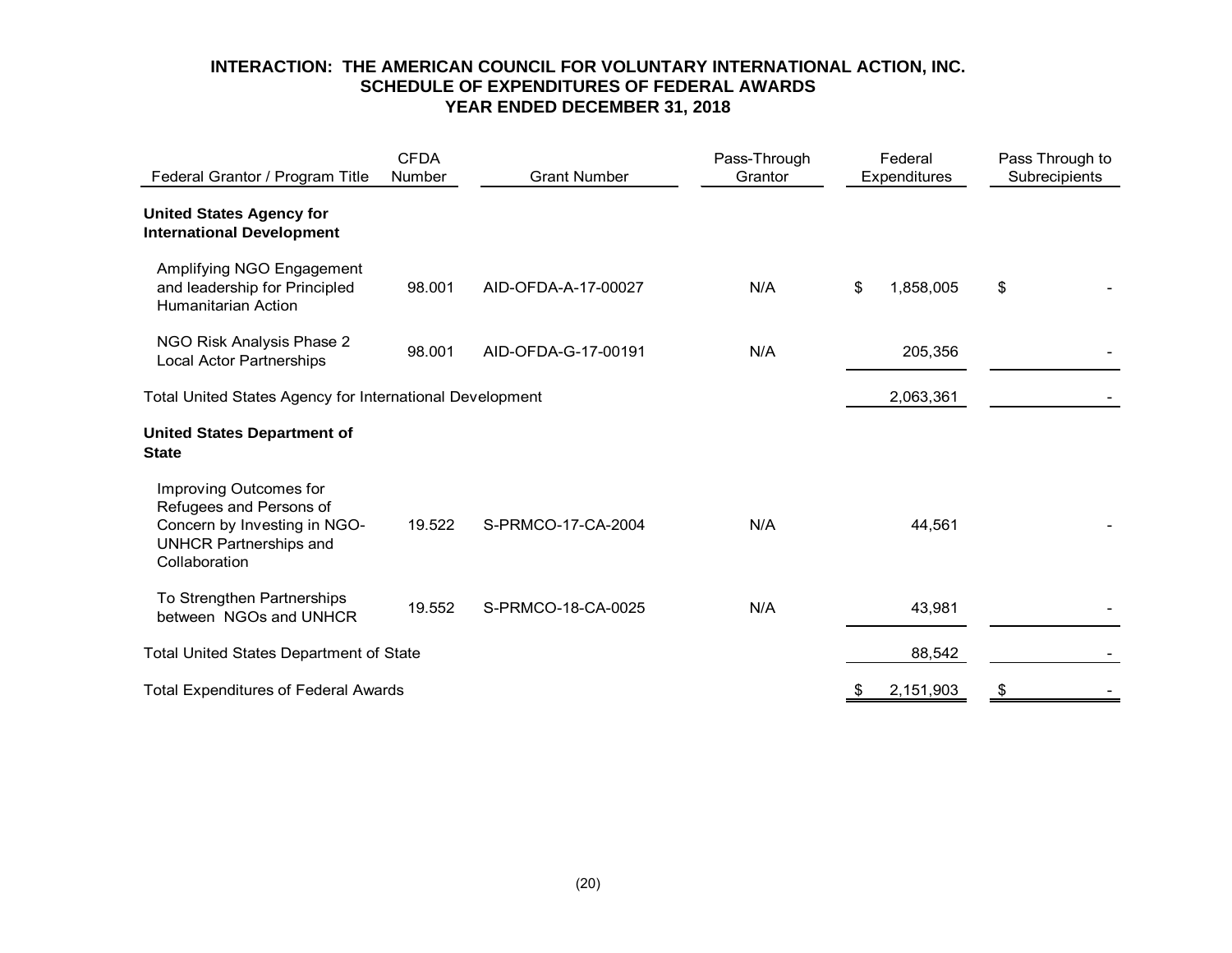# INTERACTION: THE AMERICAN COUNCIL FOR VOLUNTARY INTERNATIONAL ACTION, INC.
## SCHEDULE OF EXPENDITURES OF FEDERAL AWARDS
## YEAR ENDED DECEMBER 31, 2018

| Federal Grantor / Program Title | CFDA Number | Grant Number | Pass-Through Grantor | Federal Expenditures | Pass Through to Subrecipients |
|---|---|---|---|---|---|
| **United States Agency for International Development** | | | | | |
| Amplifying NGO Engagement and leadership for Principled Humanitarian Action | 98.001 | AID-OFDA-A-17-00027 | N/A | $ 1,858,005 | $ - |
| NGO Risk Analysis Phase 2 Local Actor Partnerships | 98.001 | AID-OFDA-G-17-00191 | N/A | 205,356 | - |
| Total United States Agency for International Development | | | | 2,063,361 | - |
| **United States Department of State** | | | | | |
| Improving Outcomes for Refugees and Persons of Concern by Investing in NGO-UNHCR Partnerships and Collaboration | 19.522 | S-PRMCO-17-CA-2004 | N/A | 44,561 | - |
| To Strengthen Partnerships between NGOs and UNHCR | 19.552 | S-PRMCO-18-CA-0025 | N/A | 43,981 | - |
| Total United States Department of State | | | | 88,542 | - |
| Total Expenditures of Federal Awards | | | | $ 2,151,903 | $ - |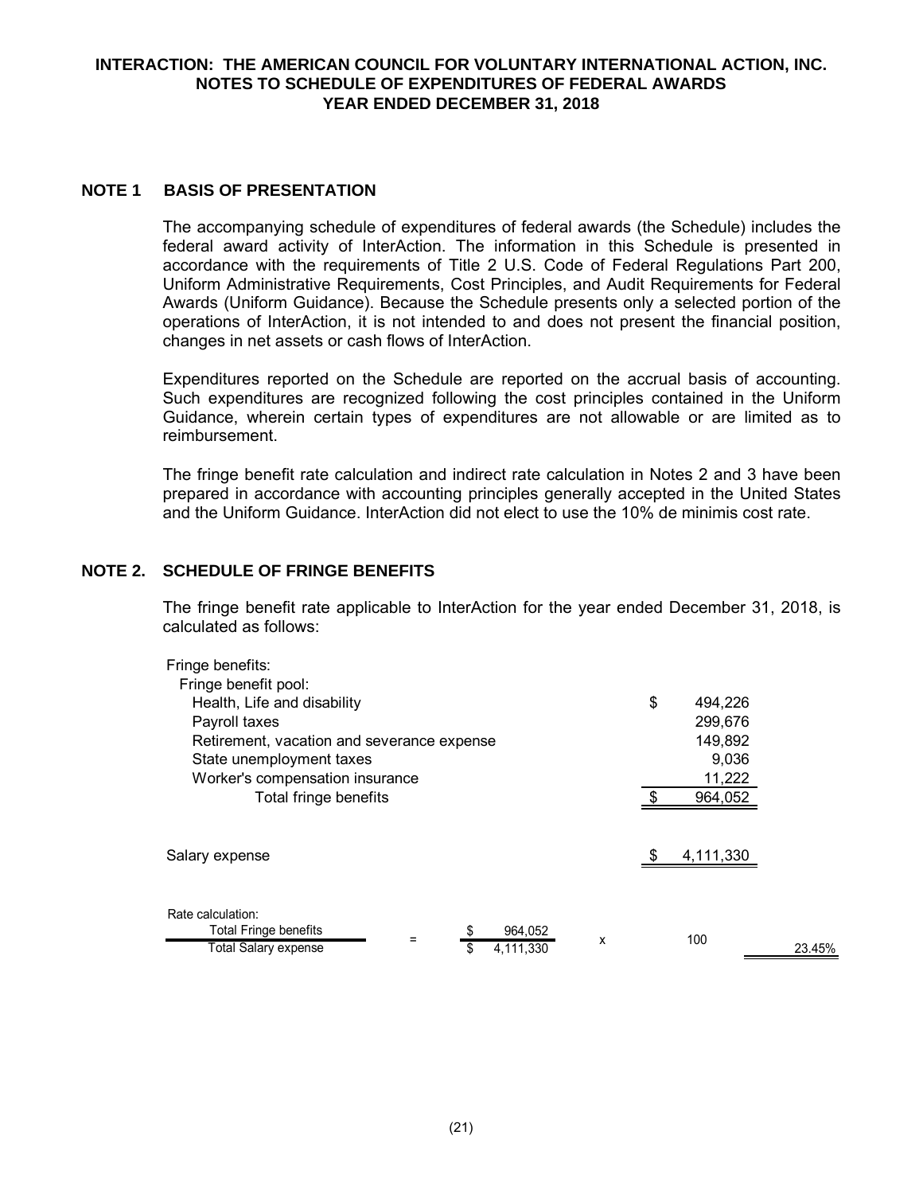# INTERACTION: THE AMERICAN COUNCIL FOR VOLUNTARY INTERNATIONAL ACTION, INC.
## NOTES TO SCHEDULE OF EXPENDITURES OF FEDERAL AWARDS
## YEAR ENDED DECEMBER 31, 2018

### NOTE 1 BASIS OF PRESENTATION

The accompanying schedule of expenditures of federal awards (the Schedule) includes the federal award activity of InterAction. The information in this Schedule is presented in accordance with the requirements of Title 2 U.S. Code of Federal Regulations Part 200, Uniform Administrative Requirements, Cost Principles, and Audit Requirements for Federal Awards (Uniform Guidance). Because the Schedule presents only a selected portion of the operations of InterAction, it is not intended to and does not present the financial position, changes in net assets or cash flows of InterAction.

Expenditures reported on the Schedule are reported on the accrual basis of accounting. Such expenditures are recognized following the cost principles contained in the Uniform Guidance, wherein certain types of expenditures are not allowable or are limited as to reimbursement.

The fringe benefit rate calculation and indirect rate calculation in Notes 2 and 3 have been prepared in accordance with accounting principles generally accepted in the United States and the Uniform Guidance. InterAction did not elect to use the 10% de minimis cost rate.

### NOTE 2. SCHEDULE OF FRINGE BENEFITS

The fringe benefit rate applicable to InterAction for the year ended December 31, 2018, is calculated as follows:

| | |
|---|---|
| Fringe benefits: | |
| Fringe benefit pool: | |
| Health, Life and disability | $ 494,226 |
| Payroll taxes | 299,676 |
| Retirement, vacation and severance expense | 149,892 |
| State unemployment taxes | 9,036 |
| Worker's compensation insurance | 11,222 |
| Total fringe benefits | $ 964,052 |
| | |
| Salary expense | $ 4,111,330 |

Rate calculation:

| | | | | | |
|---|---|---|---|---|---|
| Total Fringe benefits / Total Salary expense | = | $ 964,052 / $ 4,111,330 | x | 100 | 23.45% |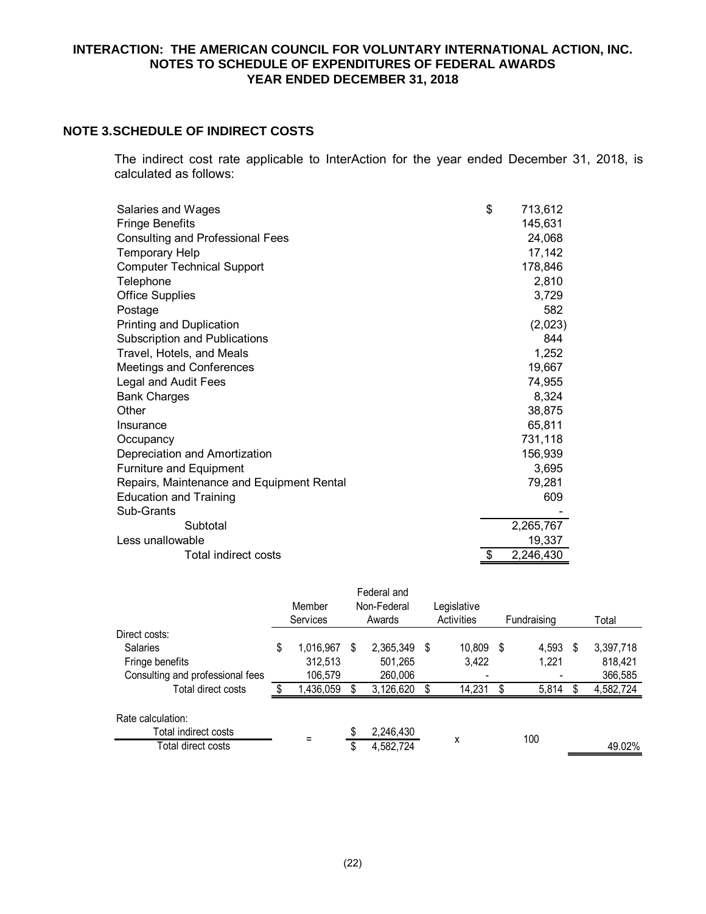# INTERACTION: THE AMERICAN COUNCIL FOR VOLUNTARY INTERNATIONAL ACTION, INC.
## NOTES TO SCHEDULE OF EXPENDITURES OF FEDERAL AWARDS
## YEAR ENDED DECEMBER 31, 2018

### NOTE 3. SCHEDULE OF INDIRECT COSTS

The indirect cost rate applicable to InterAction for the year ended December 31, 2018, is calculated as follows:

| | |
|---|---|
| Salaries and Wages | $ 713,612 |
| Fringe Benefits | 145,631 |
| Consulting and Professional Fees | 24,068 |
| Temporary Help | 17,142 |
| Computer Technical Support | 178,846 |
| Telephone | 2,810 |
| Office Supplies | 3,729 |
| Postage | 582 |
| Printing and Duplication | (2,023) |
| Subscription and Publications | 844 |
| Travel, Hotels, and Meals | 1,252 |
| Meetings and Conferences | 19,667 |
| Legal and Audit Fees | 74,955 |
| Bank Charges | 8,324 |
| Other | 38,875 |
| Insurance | 65,811 |
| Occupancy | 731,118 |
| Depreciation and Amortization | 156,939 |
| Furniture and Equipment | 3,695 |
| Repairs, Maintenance and Equipment Rental | 79,281 |
| Education and Training | 609 |
| Sub-Grants | - |
| Subtotal | 2,265,767 |
| Less unallowable | 19,337 |
| Total indirect costs | $ 2,246,430 |

| | Member Services | Federal and Non-Federal Awards | Legislative Activities | Fundraising | Total |
|---|---|---|---|---|---|
| Direct costs: | | | | | |
| Salaries | $ 1,016,967 | $ 2,365,349 | $ 10,809 | $ 4,593 | $ 3,397,718 |
| Fringe benefits | 312,513 | 501,265 | 3,422 | 1,221 | 818,421 |
| Consulting and professional fees | 106,579 | 260,006 | - | - | 366,585 |
| Total direct costs | $ 1,436,059 | $ 3,126,620 | $ 14,231 | $ 5,814 | $ 4,582,724 |

Rate calculation:

| | | | | | |
|---|---|---|---|---|---|
| Total indirect costs / Total direct costs | = | $ 2,246,430 / $ 4,582,724 | x | 100 | 49.02% |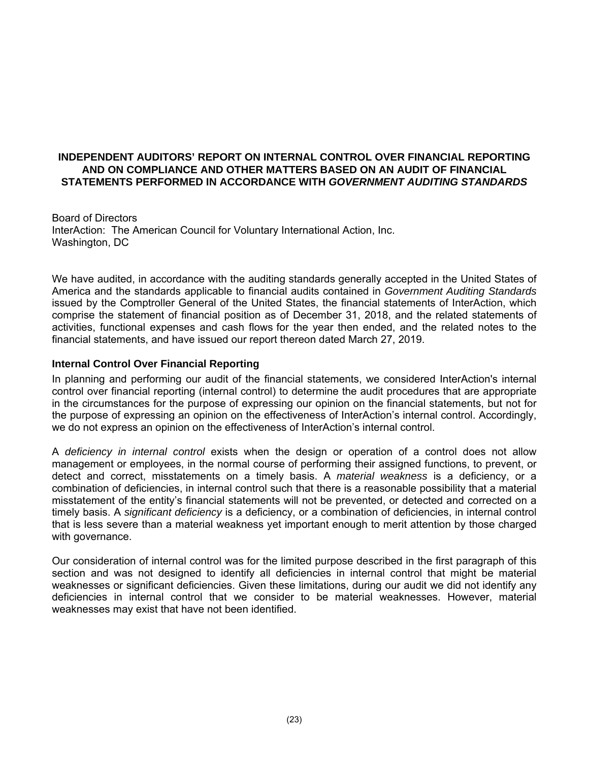# INDEPENDENT AUDITORS' REPORT ON INTERNAL CONTROL OVER FINANCIAL REPORTING AND ON COMPLIANCE AND OTHER MATTERS BASED ON AN AUDIT OF FINANCIAL STATEMENTS PERFORMED IN ACCORDANCE WITH *GOVERNMENT AUDITING STANDARDS*

Board of Directors
InterAction: The American Council for Voluntary International Action, Inc.
Washington, DC

We have audited, in accordance with the auditing standards generally accepted in the United States of America and the standards applicable to financial audits contained in *Government Auditing Standards* issued by the Comptroller General of the United States, the financial statements of InterAction, which comprise the statement of financial position as of December 31, 2018, and the related statements of activities, functional expenses and cash flows for the year then ended, and the related notes to the financial statements, and have issued our report thereon dated March 27, 2019.

## Internal Control Over Financial Reporting

In planning and performing our audit of the financial statements, we considered InterAction's internal control over financial reporting (internal control) to determine the audit procedures that are appropriate in the circumstances for the purpose of expressing our opinion on the financial statements, but not for the purpose of expressing an opinion on the effectiveness of InterAction's internal control. Accordingly, we do not express an opinion on the effectiveness of InterAction's internal control.

A *deficiency in internal control* exists when the design or operation of a control does not allow management or employees, in the normal course of performing their assigned functions, to prevent, or detect and correct, misstatements on a timely basis. A *material weakness* is a deficiency, or a combination of deficiencies, in internal control such that there is a reasonable possibility that a material misstatement of the entity's financial statements will not be prevented, or detected and corrected on a timely basis. A *significant deficiency* is a deficiency, or a combination of deficiencies, in internal control that is less severe than a material weakness yet important enough to merit attention by those charged with governance.

Our consideration of internal control was for the limited purpose described in the first paragraph of this section and was not designed to identify all deficiencies in internal control that might be material weaknesses or significant deficiencies. Given these limitations, during our audit we did not identify any deficiencies in internal control that we consider to be material weaknesses. However, material weaknesses may exist that have not been identified.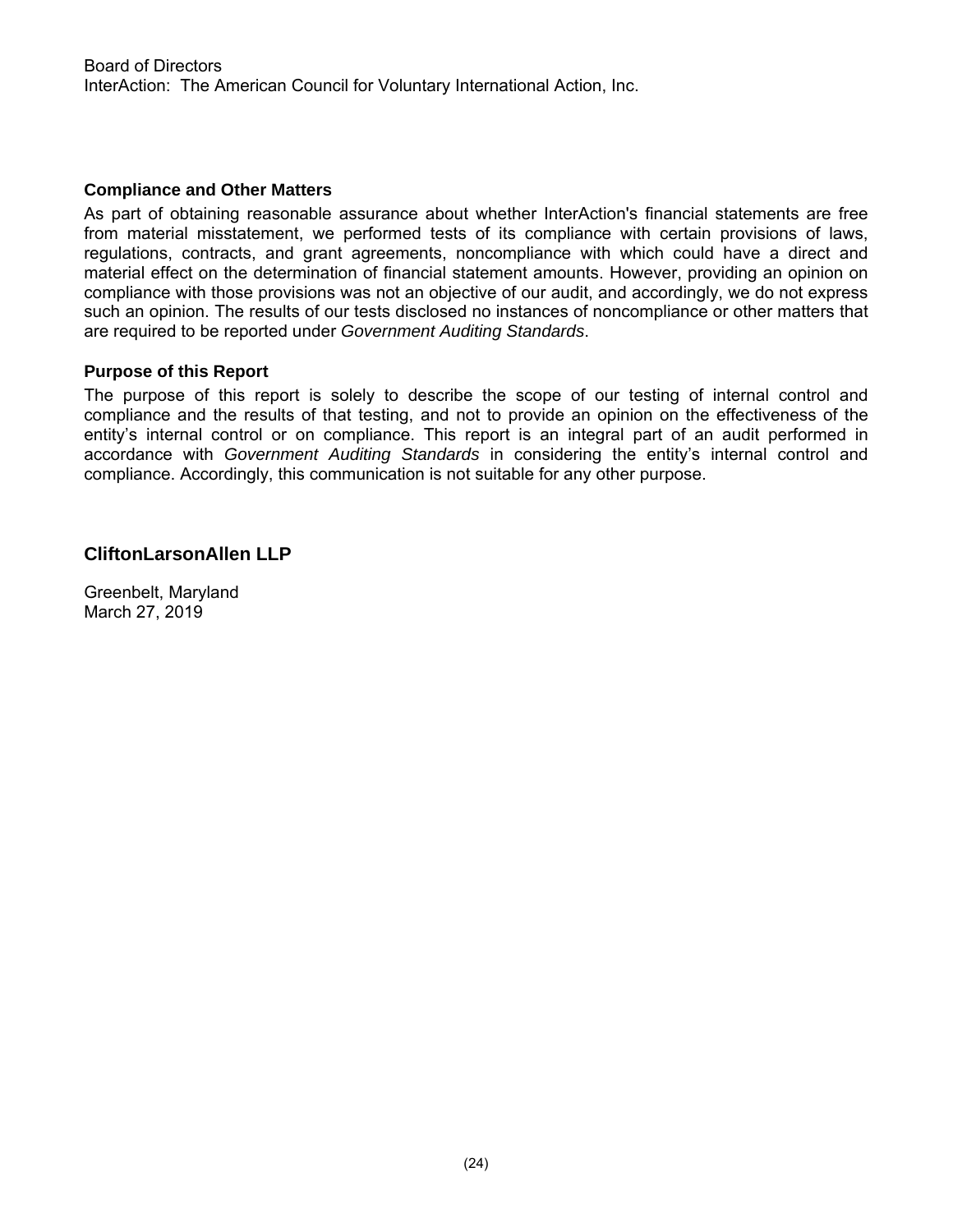Board of Directors
InterAction: The American Council for Voluntary International Action, Inc.

### Compliance and Other Matters

As part of obtaining reasonable assurance about whether InterAction's financial statements are free from material misstatement, we performed tests of its compliance with certain provisions of laws, regulations, contracts, and grant agreements, noncompliance with which could have a direct and material effect on the determination of financial statement amounts. However, providing an opinion on compliance with those provisions was not an objective of our audit, and accordingly, we do not express such an opinion. The results of our tests disclosed no instances of noncompliance or other matters that are required to be reported under *Government Auditing Standards*.

### Purpose of this Report

The purpose of this report is solely to describe the scope of our testing of internal control and compliance and the results of that testing, and not to provide an opinion on the effectiveness of the entity's internal control or on compliance. This report is an integral part of an audit performed in accordance with *Government Auditing Standards* in considering the entity's internal control and compliance. Accordingly, this communication is not suitable for any other purpose.

**CliftonLarsonAllen LLP**

Greenbelt, Maryland
March 27, 2019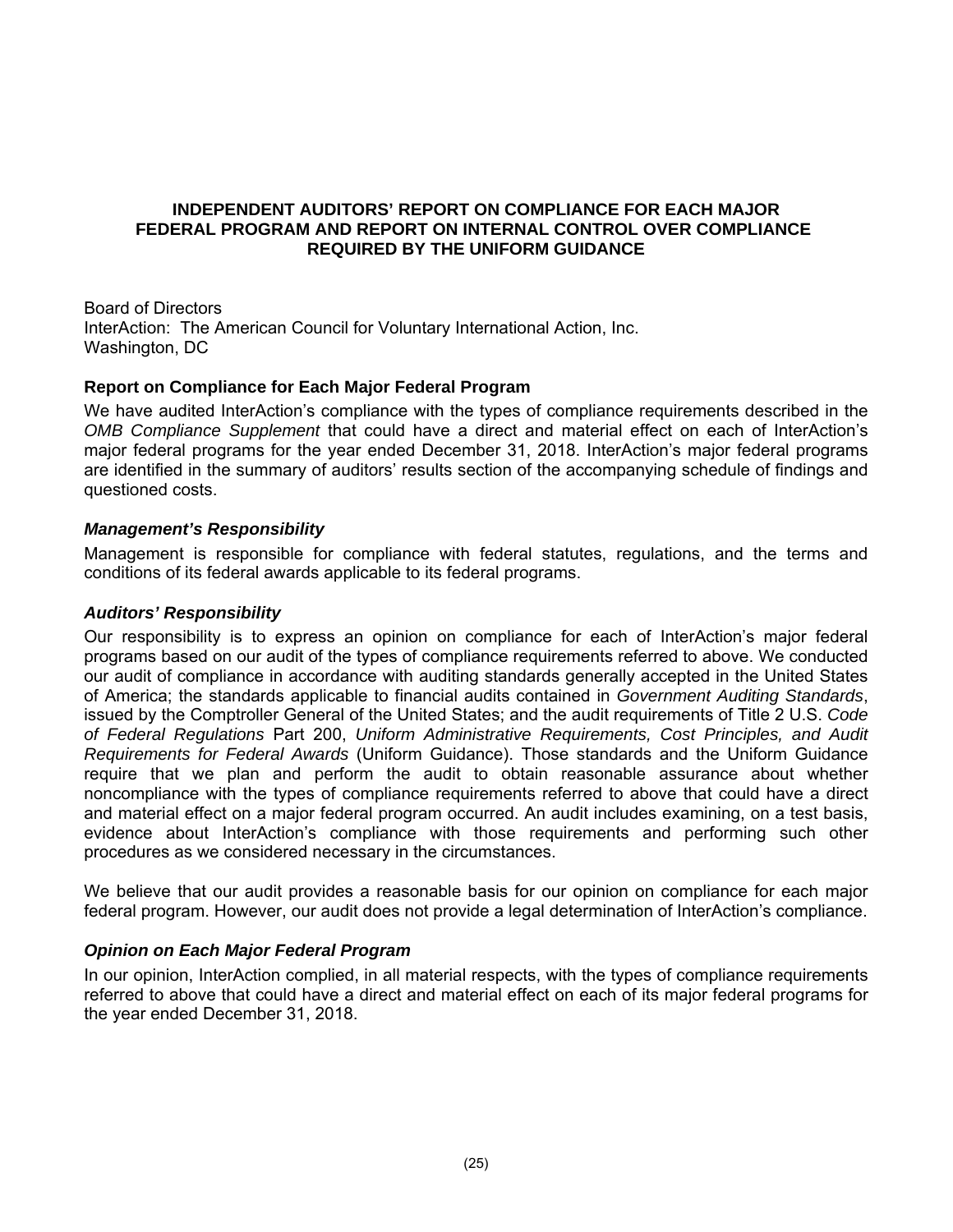# INDEPENDENT AUDITORS' REPORT ON COMPLIANCE FOR EACH MAJOR FEDERAL PROGRAM AND REPORT ON INTERNAL CONTROL OVER COMPLIANCE REQUIRED BY THE UNIFORM GUIDANCE

Board of Directors
InterAction: The American Council for Voluntary International Action, Inc.
Washington, DC

## Report on Compliance for Each Major Federal Program

We have audited InterAction's compliance with the types of compliance requirements described in the *OMB Compliance Supplement* that could have a direct and material effect on each of InterAction's major federal programs for the year ended December 31, 2018. InterAction's major federal programs are identified in the summary of auditors' results section of the accompanying schedule of findings and questioned costs.

### *Management's Responsibility*

Management is responsible for compliance with federal statutes, regulations, and the terms and conditions of its federal awards applicable to its federal programs.

### *Auditors' Responsibility*

Our responsibility is to express an opinion on compliance for each of InterAction's major federal programs based on our audit of the types of compliance requirements referred to above. We conducted our audit of compliance in accordance with auditing standards generally accepted in the United States of America; the standards applicable to financial audits contained in *Government Auditing Standards*, issued by the Comptroller General of the United States; and the audit requirements of Title 2 U.S. *Code of Federal Regulations* Part 200, *Uniform Administrative Requirements, Cost Principles, and Audit Requirements for Federal Awards* (Uniform Guidance). Those standards and the Uniform Guidance require that we plan and perform the audit to obtain reasonable assurance about whether noncompliance with the types of compliance requirements referred to above that could have a direct and material effect on a major federal program occurred. An audit includes examining, on a test basis, evidence about InterAction's compliance with those requirements and performing such other procedures as we considered necessary in the circumstances.

We believe that our audit provides a reasonable basis for our opinion on compliance for each major federal program. However, our audit does not provide a legal determination of InterAction's compliance.

### *Opinion on Each Major Federal Program*

In our opinion, InterAction complied, in all material respects, with the types of compliance requirements referred to above that could have a direct and material effect on each of its major federal programs for the year ended December 31, 2018.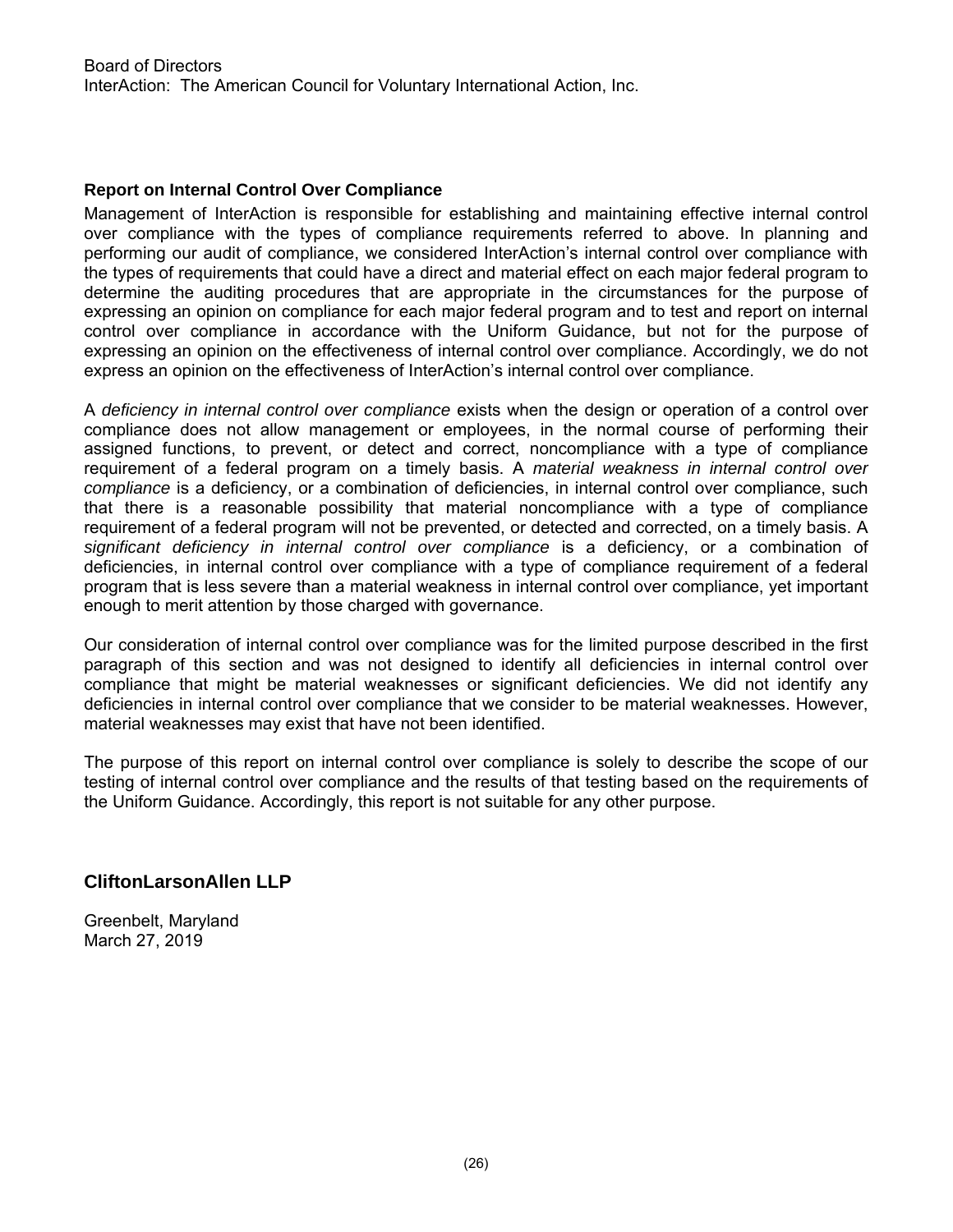Board of Directors
InterAction: The American Council for Voluntary International Action, Inc.

**Report on Internal Control Over Compliance**

Management of InterAction is responsible for establishing and maintaining effective internal control over compliance with the types of compliance requirements referred to above. In planning and performing our audit of compliance, we considered InterAction's internal control over compliance with the types of requirements that could have a direct and material effect on each major federal program to determine the auditing procedures that are appropriate in the circumstances for the purpose of expressing an opinion on compliance for each major federal program and to test and report on internal control over compliance in accordance with the Uniform Guidance, but not for the purpose of expressing an opinion on the effectiveness of internal control over compliance. Accordingly, we do not express an opinion on the effectiveness of InterAction's internal control over compliance.

A *deficiency in internal control over compliance* exists when the design or operation of a control over compliance does not allow management or employees, in the normal course of performing their assigned functions, to prevent, or detect and correct, noncompliance with a type of compliance requirement of a federal program on a timely basis. A *material weakness in internal control over compliance* is a deficiency, or a combination of deficiencies, in internal control over compliance, such that there is a reasonable possibility that material noncompliance with a type of compliance requirement of a federal program will not be prevented, or detected and corrected, on a timely basis. A *significant deficiency in internal control over compliance* is a deficiency, or a combination of deficiencies, in internal control over compliance with a type of compliance requirement of a federal program that is less severe than a material weakness in internal control over compliance, yet important enough to merit attention by those charged with governance.

Our consideration of internal control over compliance was for the limited purpose described in the first paragraph of this section and was not designed to identify all deficiencies in internal control over compliance that might be material weaknesses or significant deficiencies. We did not identify any deficiencies in internal control over compliance that we consider to be material weaknesses. However, material weaknesses may exist that have not been identified.

The purpose of this report on internal control over compliance is solely to describe the scope of our testing of internal control over compliance and the results of that testing based on the requirements of the Uniform Guidance. Accordingly, this report is not suitable for any other purpose.

**CliftonLarsonAllen LLP**

Greenbelt, Maryland
March 27, 2019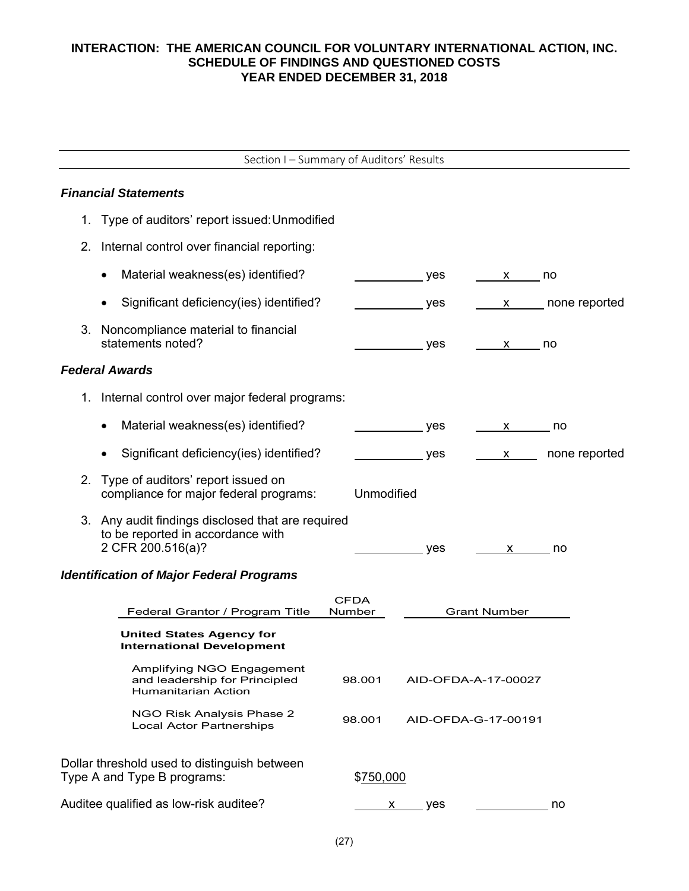# INTERACTION: THE AMERICAN COUNCIL FOR VOLUNTARY INTERNATIONAL ACTION, INC.
## SCHEDULE OF FINDINGS AND QUESTIONED COSTS
## YEAR ENDED DECEMBER 31, 2018

---

Section I – Summary of Auditors' Results

---

***Financial Statements***

1. Type of auditors' report issued: Unmodified

2. Internal control over financial reporting:

   - Material weakness(es) identified? ______ yes __x__ no
   - Significant deficiency(ies) identified? ______ yes __x__ none reported

3. Noncompliance material to financial statements noted? ______ yes __x__ no

***Federal Awards***

1. Internal control over major federal programs:

   - Material weakness(es) identified? ______ yes __x__ no
   - Significant deficiency(ies) identified? ______ yes __x__ none reported

2. Type of auditors' report issued on compliance for major federal programs: Unmodified

3. Any audit findings disclosed that are required to be reported in accordance with 2 CFR 200.516(a)? ______ yes __x__ no

***Identification of Major Federal Programs***

| Federal Grantor / Program Title | CFDA Number | Grant Number |
|---|---|---|
| **United States Agency for International Development** | | |
| Amplifying NGO Engagement and leadership for Principled Humanitarian Action | 98.001 | AID-OFDA-A-17-00027 |
| NGO Risk Analysis Phase 2 Local Actor Partnerships | 98.001 | AID-OFDA-G-17-00191 |

Dollar threshold used to distinguish between Type A and Type B programs: $750,000

Auditee qualified as low-risk auditee? __x__ yes ______ no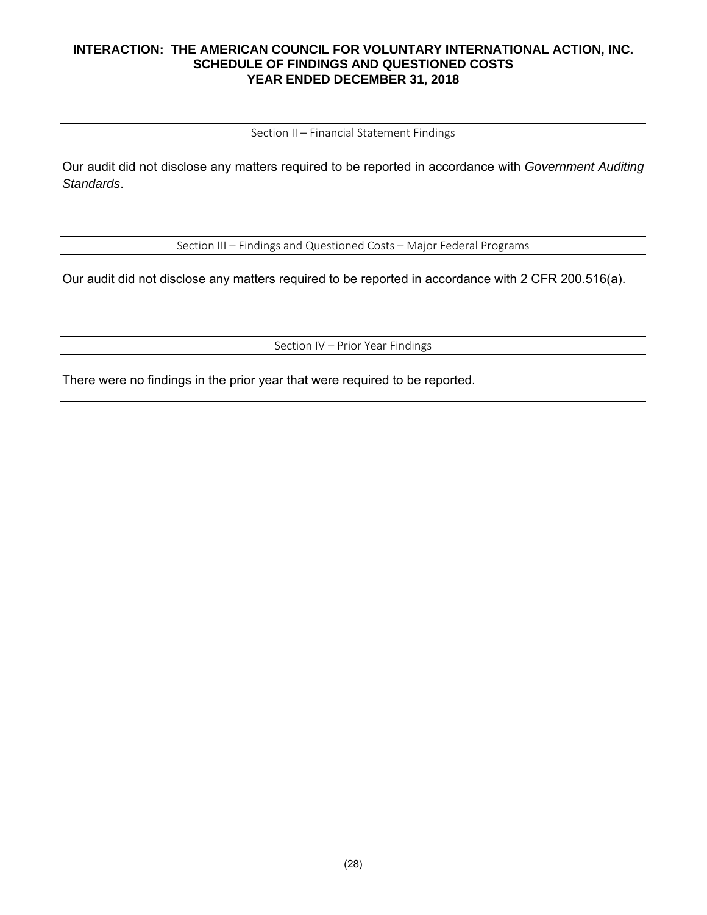# INTERACTION: THE AMERICAN COUNCIL FOR VOLUNTARY INTERNATIONAL ACTION, INC.
## SCHEDULE OF FINDINGS AND QUESTIONED COSTS
## YEAR ENDED DECEMBER 31, 2018

### Section II – Financial Statement Findings

Our audit did not disclose any matters required to be reported in accordance with *Government Auditing Standards*.

### Section III – Findings and Questioned Costs – Major Federal Programs

Our audit did not disclose any matters required to be reported in accordance with 2 CFR 200.516(a).

### Section IV – Prior Year Findings

There were no findings in the prior year that were required to be reported.